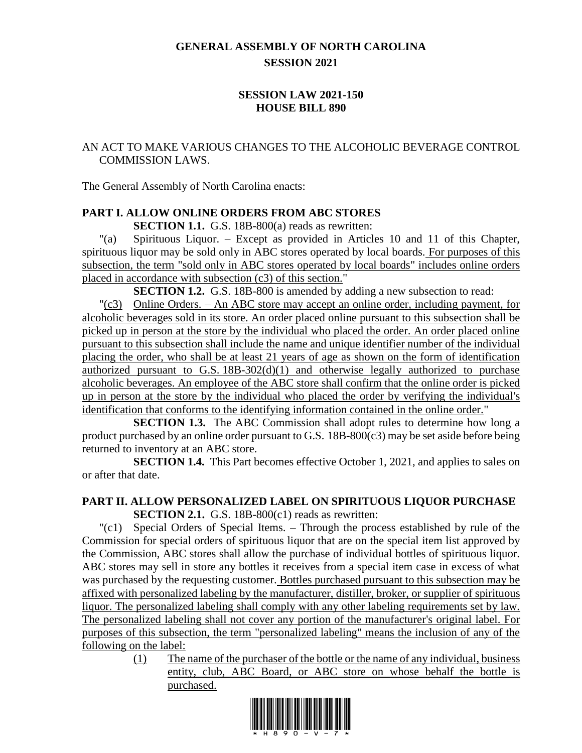# GENERAL ASSEMBLY OF NORTH CAROLINA
## SESSION 2021

## SESSION LAW 2021-150
## HOUSE BILL 890

AN ACT TO MAKE VARIOUS CHANGES TO THE ALCOHOLIC BEVERAGE CONTROL COMMISSION LAWS.

The General Assembly of North Carolina enacts:

### PART I. ALLOW ONLINE ORDERS FROM ABC STORES

**SECTION 1.1.** G.S. 18B-800(a) reads as rewritten:

"(a) Spirituous Liquor. – Except as provided in Articles 10 and 11 of this Chapter, spirituous liquor may be sold only in ABC stores operated by local boards. For purposes of this subsection, the term "sold only in ABC stores operated by local boards" includes online orders placed in accordance with subsection (c3) of this section."

**SECTION 1.2.** G.S. 18B-800 is amended by adding a new subsection to read:

"(c3) Online Orders. – An ABC store may accept an online order, including payment, for alcoholic beverages sold in its store. An order placed online pursuant to this subsection shall be picked up in person at the store by the individual who placed the order. An order placed online pursuant to this subsection shall include the name and unique identifier number of the individual placing the order, who shall be at least 21 years of age as shown on the form of identification authorized pursuant to G.S. 18B-302(d)(1) and otherwise legally authorized to purchase alcoholic beverages. An employee of the ABC store shall confirm that the online order is picked up in person at the store by the individual who placed the order by verifying the individual's identification that conforms to the identifying information contained in the online order."

**SECTION 1.3.** The ABC Commission shall adopt rules to determine how long a product purchased by an online order pursuant to G.S. 18B-800(c3) may be set aside before being returned to inventory at an ABC store.

**SECTION 1.4.** This Part becomes effective October 1, 2021, and applies to sales on or after that date.

### PART II. ALLOW PERSONALIZED LABEL ON SPIRITUOUS LIQUOR PURCHASE

**SECTION 2.1.** G.S. 18B-800(c1) reads as rewritten:

"(c1) Special Orders of Special Items. – Through the process established by rule of the Commission for special orders of spirituous liquor that are on the special item list approved by the Commission, ABC stores shall allow the purchase of individual bottles of spirituous liquor. ABC stores may sell in store any bottles it receives from a special item case in excess of what was purchased by the requesting customer. Bottles purchased pursuant to this subsection may be affixed with personalized labeling by the manufacturer, distiller, broker, or supplier of spirituous liquor. The personalized labeling shall comply with any other labeling requirements set by law. The personalized labeling shall not cover any portion of the manufacturer's original label. For purposes of this subsection, the term "personalized labeling" means the inclusion of any of the following on the label:

(1) The name of the purchaser of the bottle or the name of any individual, business entity, club, ABC Board, or ABC store on whose behalf the bottle is purchased.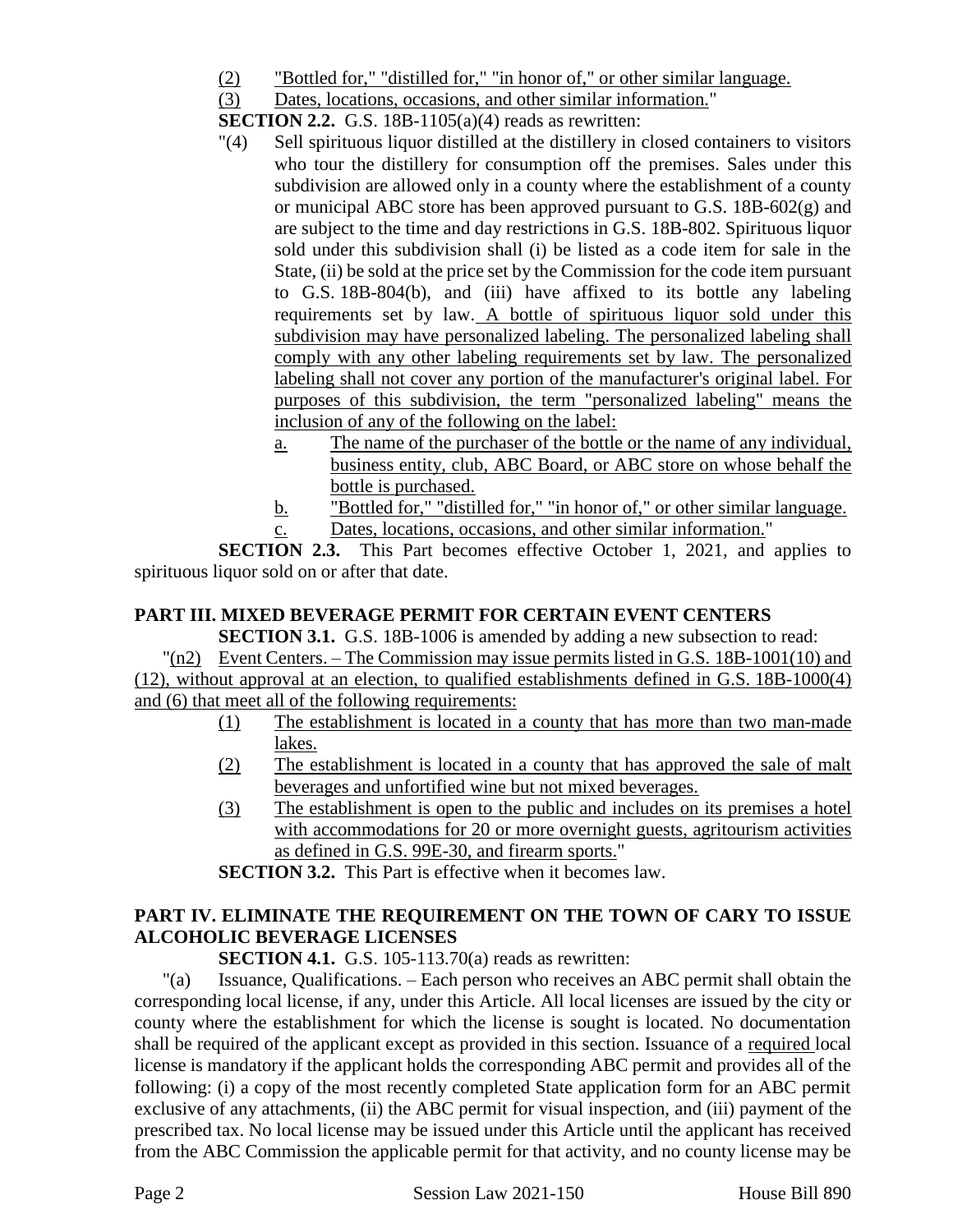(2) "Bottled for," "distilled for," "in honor of," or other similar language.

(3) Dates, locations, occasions, and other similar information."

**SECTION 2.2.** G.S. 18B-1105(a)(4) reads as rewritten:

"(4) Sell spirituous liquor distilled at the distillery in closed containers to visitors who tour the distillery for consumption off the premises. Sales under this subdivision are allowed only in a county where the establishment of a county or municipal ABC store has been approved pursuant to G.S. 18B-602(g) and are subject to the time and day restrictions in G.S. 18B-802. Spirituous liquor sold under this subdivision shall (i) be listed as a code item for sale in the State, (ii) be sold at the price set by the Commission for the code item pursuant to G.S. 18B-804(b), and (iii) have affixed to its bottle any labeling requirements set by law. A bottle of spirituous liquor sold under this subdivision may have personalized labeling. The personalized labeling shall comply with any other labeling requirements set by law. The personalized labeling shall not cover any portion of the manufacturer's original label. For purposes of this subdivision, the term "personalized labeling" means the inclusion of any of the following on the label:

a. The name of the purchaser of the bottle or the name of any individual, business entity, club, ABC Board, or ABC store on whose behalf the bottle is purchased.

b. "Bottled for," "distilled for," "in honor of," or other similar language.

c. Dates, locations, occasions, and other similar information."

**SECTION 2.3.** This Part becomes effective October 1, 2021, and applies to spirituous liquor sold on or after that date.

## PART III. MIXED BEVERAGE PERMIT FOR CERTAIN EVENT CENTERS

**SECTION 3.1.** G.S. 18B-1006 is amended by adding a new subsection to read:

"(n2) Event Centers. – The Commission may issue permits listed in G.S. 18B-1001(10) and (12), without approval at an election, to qualified establishments defined in G.S. 18B-1000(4) and (6) that meet all of the following requirements:

(1) The establishment is located in a county that has more than two man-made lakes.

(2) The establishment is located in a county that has approved the sale of malt beverages and unfortified wine but not mixed beverages.

(3) The establishment is open to the public and includes on its premises a hotel with accommodations for 20 or more overnight guests, agritourism activities as defined in G.S. 99E-30, and firearm sports."

**SECTION 3.2.** This Part is effective when it becomes law.

## PART IV. ELIMINATE THE REQUIREMENT ON THE TOWN OF CARY TO ISSUE ALCOHOLIC BEVERAGE LICENSES

**SECTION 4.1.** G.S. 105-113.70(a) reads as rewritten:

"(a) Issuance, Qualifications. – Each person who receives an ABC permit shall obtain the corresponding local license, if any, under this Article. All local licenses are issued by the city or county where the establishment for which the license is sought is located. No documentation shall be required of the applicant except as provided in this section. Issuance of a required local license is mandatory if the applicant holds the corresponding ABC permit and provides all of the following: (i) a copy of the most recently completed State application form for an ABC permit exclusive of any attachments, (ii) the ABC permit for visual inspection, and (iii) payment of the prescribed tax. No local license may be issued under this Article until the applicant has received from the ABC Commission the applicable permit for that activity, and no county license may be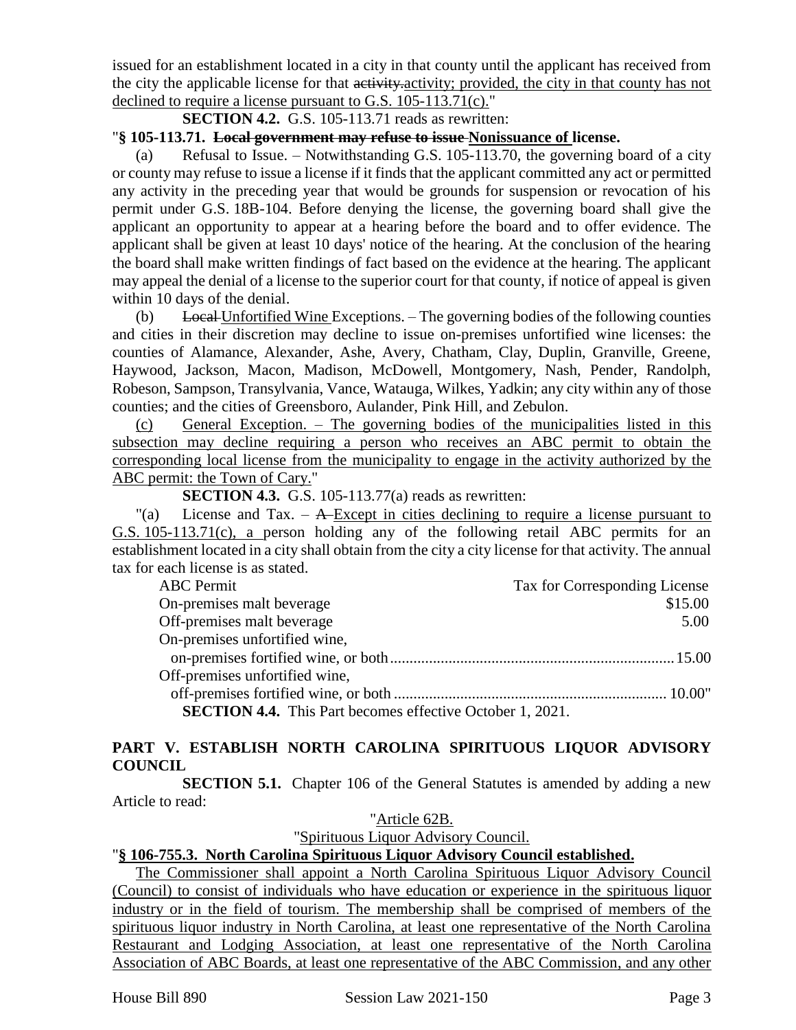issued for an establishment located in a city in that county until the applicant has received from the city the applicable license for that ~~activity.~~activity; provided, the city in that county has not declined to require a license pursuant to G.S. 105-113.71(c)."

**SECTION 4.2.** G.S. 105-113.71 reads as rewritten:

"**§ 105-113.71. ~~Local government may refuse to issue~~ Nonissuance of license.**

(a) Refusal to Issue. – Notwithstanding G.S. 105-113.70, the governing board of a city or county may refuse to issue a license if it finds that the applicant committed any act or permitted any activity in the preceding year that would be grounds for suspension or revocation of his permit under G.S. 18B-104. Before denying the license, the governing board shall give the applicant an opportunity to appear at a hearing before the board and to offer evidence. The applicant shall be given at least 10 days' notice of the hearing. At the conclusion of the hearing the board shall make written findings of fact based on the evidence at the hearing. The applicant may appeal the denial of a license to the superior court for that county, if notice of appeal is given within 10 days of the denial.

(b) ~~Local~~ Unfortified Wine Exceptions. – The governing bodies of the following counties and cities in their discretion may decline to issue on-premises unfortified wine licenses: the counties of Alamance, Alexander, Ashe, Avery, Chatham, Clay, Duplin, Granville, Greene, Haywood, Jackson, Macon, Madison, McDowell, Montgomery, Nash, Pender, Randolph, Robeson, Sampson, Transylvania, Vance, Watauga, Wilkes, Yadkin; any city within any of those counties; and the cities of Greensboro, Aulander, Pink Hill, and Zebulon.

(c) General Exception. – The governing bodies of the municipalities listed in this subsection may decline requiring a person who receives an ABC permit to obtain the corresponding local license from the municipality to engage in the activity authorized by the ABC permit: the Town of Cary."

**SECTION 4.3.** G.S. 105-113.77(a) reads as rewritten:

"(a) License and Tax. – ~~A~~ Except in cities declining to require a license pursuant to G.S. 105-113.71(c), a person holding any of the following retail ABC permits for an establishment located in a city shall obtain from the city a city license for that activity. The annual tax for each license is as stated.

| ABC Permit | Tax for Corresponding License |
|---|---|
| On-premises malt beverage | $15.00 |
| Off-premises malt beverage | 5.00 |
| On-premises unfortified wine, on-premises fortified wine, or both | 15.00 |
| Off-premises unfortified wine, off-premises fortified wine, or both | 10.00" |

**SECTION 4.4.** This Part becomes effective October 1, 2021.

## PART V. ESTABLISH NORTH CAROLINA SPIRITUOUS LIQUOR ADVISORY COUNCIL

**SECTION 5.1.** Chapter 106 of the General Statutes is amended by adding a new Article to read:

"Article 62B.

"Spirituous Liquor Advisory Council.

"**§ 106-755.3. North Carolina Spirituous Liquor Advisory Council established.**

The Commissioner shall appoint a North Carolina Spirituous Liquor Advisory Council (Council) to consist of individuals who have education or experience in the spirituous liquor industry or in the field of tourism. The membership shall be comprised of members of the spirituous liquor industry in North Carolina, at least one representative of the North Carolina Restaurant and Lodging Association, at least one representative of the North Carolina Association of ABC Boards, at least one representative of the ABC Commission, and any other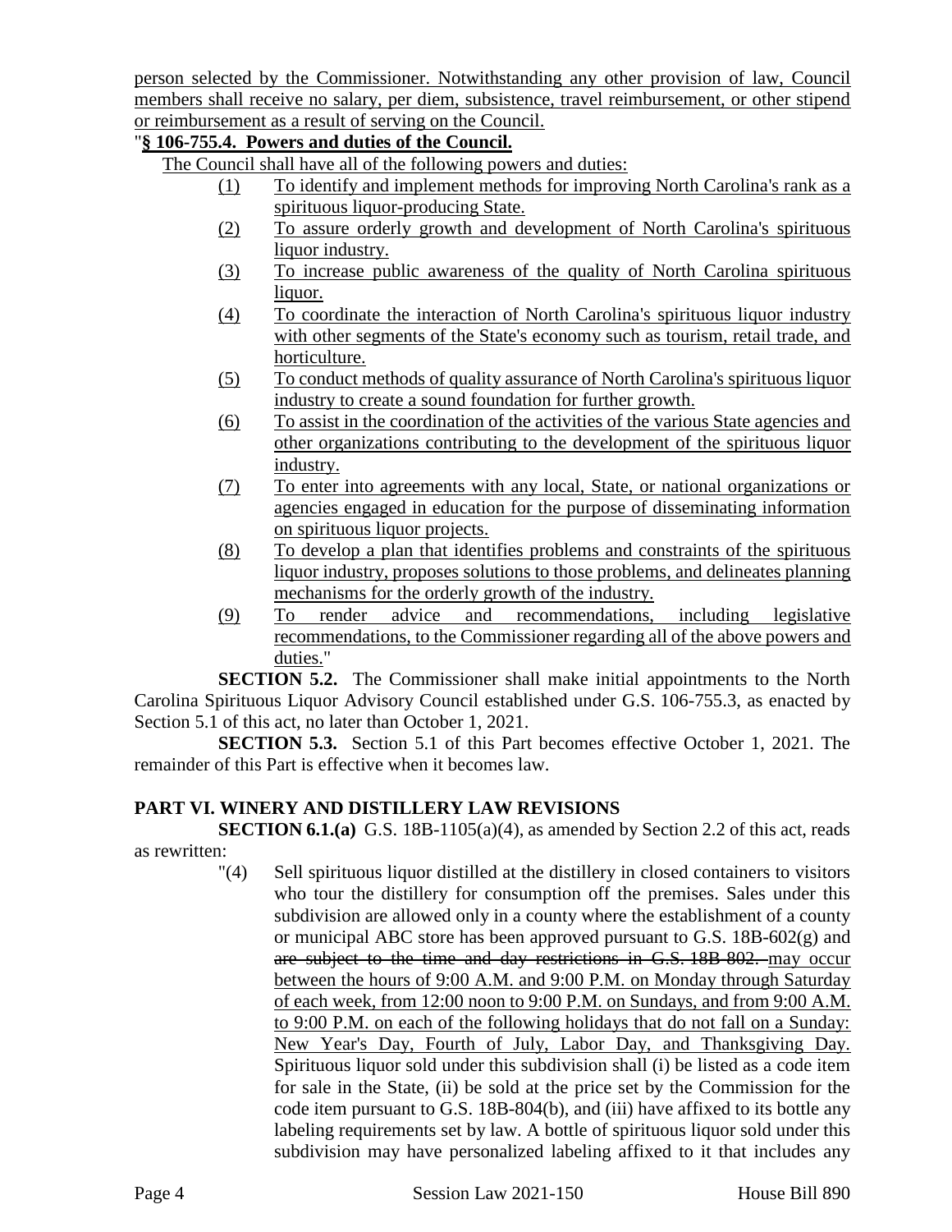person selected by the Commissioner. Notwithstanding any other provision of law, Council members shall receive no salary, per diem, subsistence, travel reimbursement, or other stipend or reimbursement as a result of serving on the Council.

"**§ 106-755.4. Powers and duties of the Council.**

The Council shall have all of the following powers and duties:

(1) To identify and implement methods for improving North Carolina's rank as a spirituous liquor-producing State.

(2) To assure orderly growth and development of North Carolina's spirituous liquor industry.

(3) To increase public awareness of the quality of North Carolina spirituous liquor.

(4) To coordinate the interaction of North Carolina's spirituous liquor industry with other segments of the State's economy such as tourism, retail trade, and horticulture.

(5) To conduct methods of quality assurance of North Carolina's spirituous liquor industry to create a sound foundation for further growth.

(6) To assist in the coordination of the activities of the various State agencies and other organizations contributing to the development of the spirituous liquor industry.

(7) To enter into agreements with any local, State, or national organizations or agencies engaged in education for the purpose of disseminating information on spirituous liquor projects.

(8) To develop a plan that identifies problems and constraints of the spirituous liquor industry, proposes solutions to those problems, and delineates planning mechanisms for the orderly growth of the industry.

(9) To render advice and recommendations, including legislative recommendations, to the Commissioner regarding all of the above powers and duties."

**SECTION 5.2.** The Commissioner shall make initial appointments to the North Carolina Spirituous Liquor Advisory Council established under G.S. 106-755.3, as enacted by Section 5.1 of this act, no later than October 1, 2021.

**SECTION 5.3.** Section 5.1 of this Part becomes effective October 1, 2021. The remainder of this Part is effective when it becomes law.

## PART VI. WINERY AND DISTILLERY LAW REVISIONS

**SECTION 6.1.(a)** G.S. 18B-1105(a)(4), as amended by Section 2.2 of this act, reads as rewritten:

"(4) Sell spirituous liquor distilled at the distillery in closed containers to visitors who tour the distillery for consumption off the premises. Sales under this subdivision are allowed only in a county where the establishment of a county or municipal ABC store has been approved pursuant to G.S. 18B-602(g) and ~~are subject to the time and day restrictions in G.S. 18B-802.~~ may occur between the hours of 9:00 A.M. and 9:00 P.M. on Monday through Saturday of each week, from 12:00 noon to 9:00 P.M. on Sundays, and from 9:00 A.M. to 9:00 P.M. on each of the following holidays that do not fall on a Sunday: New Year's Day, Fourth of July, Labor Day, and Thanksgiving Day. Spirituous liquor sold under this subdivision shall (i) be listed as a code item for sale in the State, (ii) be sold at the price set by the Commission for the code item pursuant to G.S. 18B-804(b), and (iii) have affixed to its bottle any labeling requirements set by law. A bottle of spirituous liquor sold under this subdivision may have personalized labeling affixed to it that includes any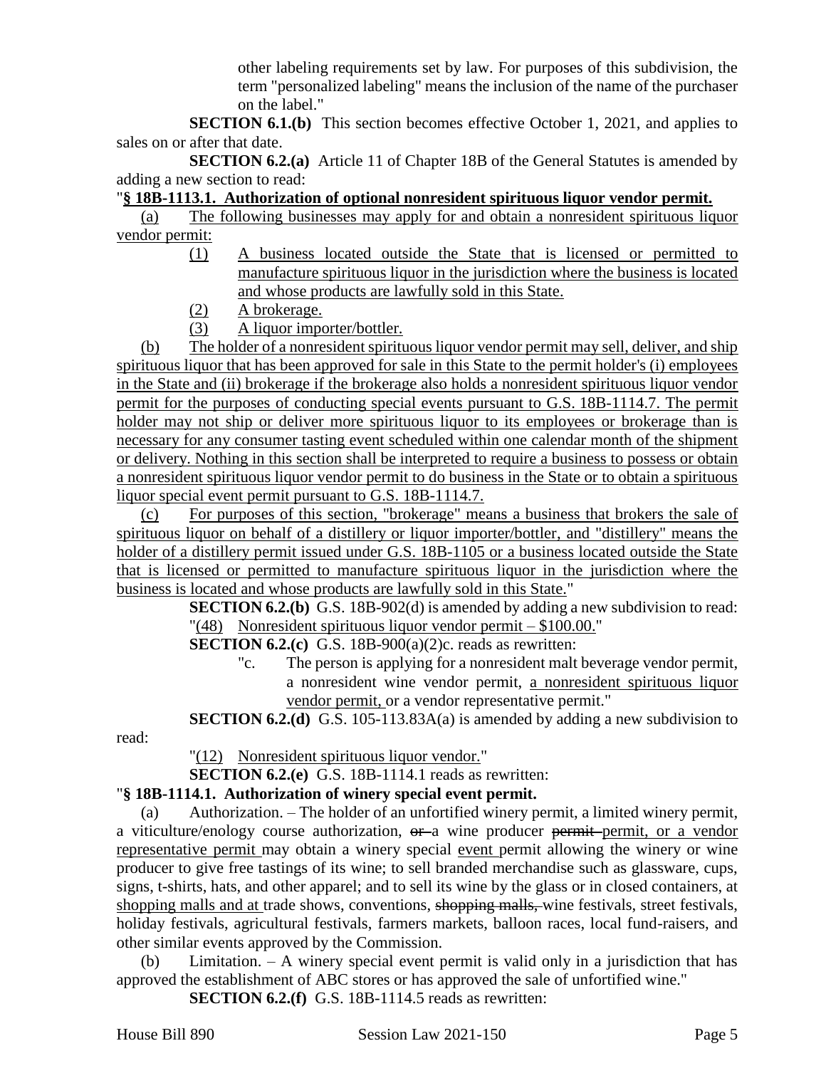other labeling requirements set by law. For purposes of this subdivision, the term "personalized labeling" means the inclusion of the name of the purchaser on the label."

**SECTION 6.1.(b)** This section becomes effective October 1, 2021, and applies to sales on or after that date.

**SECTION 6.2.(a)** Article 11 of Chapter 18B of the General Statutes is amended by adding a new section to read:

"**§ 18B-1113.1. Authorization of optional nonresident spirituous liquor vendor permit.**

(a) The following businesses may apply for and obtain a nonresident spirituous liquor vendor permit:

(1) A business located outside the State that is licensed or permitted to manufacture spirituous liquor in the jurisdiction where the business is located and whose products are lawfully sold in this State.

(2) A brokerage.

(3) A liquor importer/bottler.

(b) The holder of a nonresident spirituous liquor vendor permit may sell, deliver, and ship spirituous liquor that has been approved for sale in this State to the permit holder's (i) employees in the State and (ii) brokerage if the brokerage also holds a nonresident spirituous liquor vendor permit for the purposes of conducting special events pursuant to G.S. 18B-1114.7. The permit holder may not ship or deliver more spirituous liquor to its employees or brokerage than is necessary for any consumer tasting event scheduled within one calendar month of the shipment or delivery. Nothing in this section shall be interpreted to require a business to possess or obtain a nonresident spirituous liquor vendor permit to do business in the State or to obtain a spirituous liquor special event permit pursuant to G.S. 18B-1114.7.

(c) For purposes of this section, "brokerage" means a business that brokers the sale of spirituous liquor on behalf of a distillery or liquor importer/bottler, and "distillery" means the holder of a distillery permit issued under G.S. 18B-1105 or a business located outside the State that is licensed or permitted to manufacture spirituous liquor in the jurisdiction where the business is located and whose products are lawfully sold in this State."

**SECTION 6.2.(b)** G.S. 18B-902(d) is amended by adding a new subdivision to read:

"(48) Nonresident spirituous liquor vendor permit – $100.00."

**SECTION 6.2.(c)** G.S. 18B-900(a)(2)c. reads as rewritten:

"c. The person is applying for a nonresident malt beverage vendor permit, a nonresident wine vendor permit, a nonresident spirituous liquor vendor permit, or a vendor representative permit."

**SECTION 6.2.(d)** G.S. 105-113.83A(a) is amended by adding a new subdivision to read:

"(12) Nonresident spirituous liquor vendor."

**SECTION 6.2.(e)** G.S. 18B-1114.1 reads as rewritten:

"**§ 18B-1114.1. Authorization of winery special event permit.**

(a) Authorization. – The holder of an unfortified winery permit, a limited winery permit, a viticulture/enology course authorization, ~~or~~ a wine producer ~~permit~~ permit, or a vendor representative permit may obtain a winery special event permit allowing the winery or wine producer to give free tastings of its wine; to sell branded merchandise such as glassware, cups, signs, t-shirts, hats, and other apparel; and to sell its wine by the glass or in closed containers, at shopping malls and at trade shows, conventions, ~~shopping malls,~~ wine festivals, street festivals, holiday festivals, agricultural festivals, farmers markets, balloon races, local fund-raisers, and other similar events approved by the Commission.

(b) Limitation. – A winery special event permit is valid only in a jurisdiction that has approved the establishment of ABC stores or has approved the sale of unfortified wine."

**SECTION 6.2.(f)** G.S. 18B-1114.5 reads as rewritten: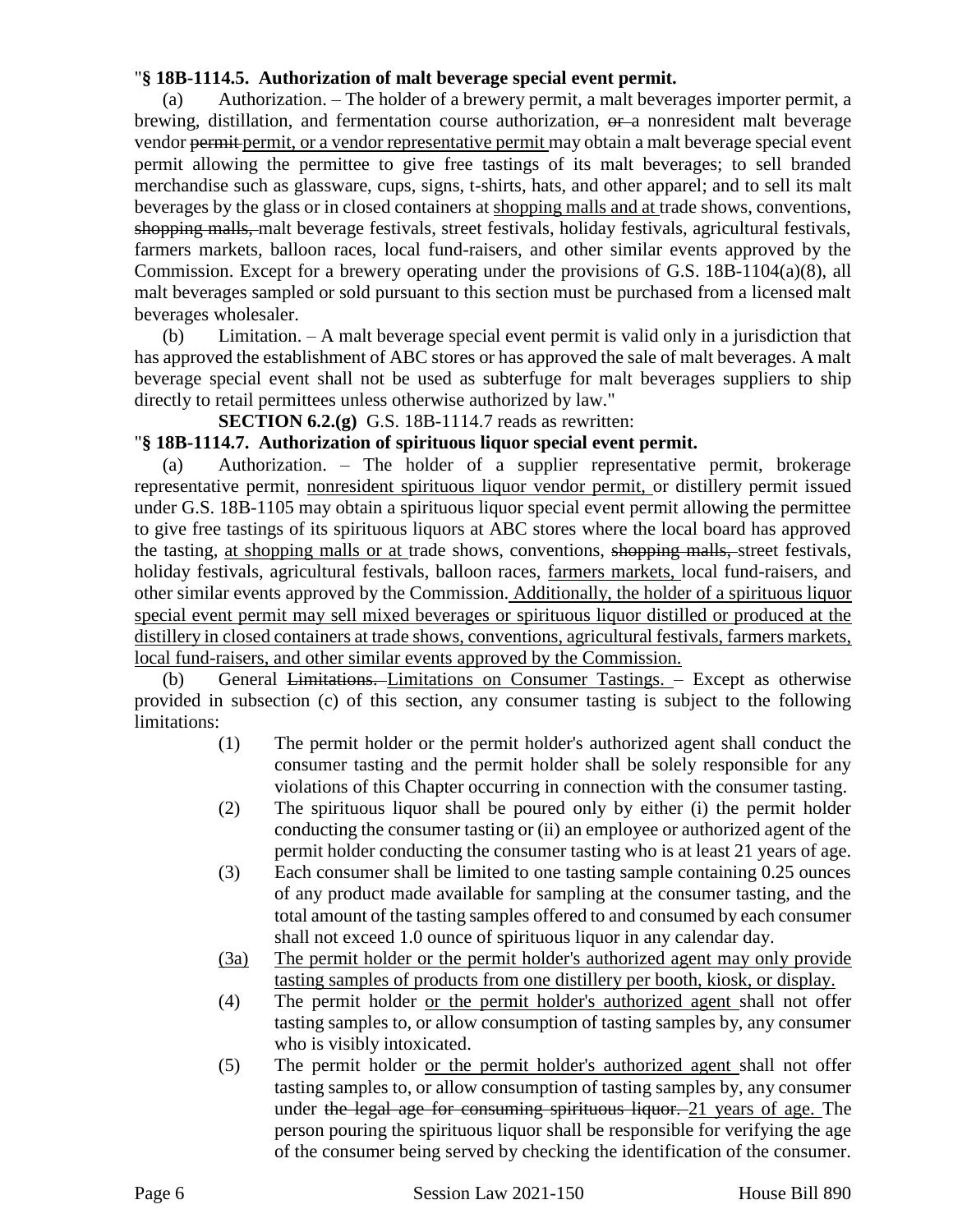"**§ 18B-1114.5. Authorization of malt beverage special event permit.**

(a) Authorization. – The holder of a brewery permit, a malt beverages importer permit, a brewing, distillation, and fermentation course authorization, ~~or~~ a nonresident malt beverage vendor ~~permit~~ permit, or a vendor representative permit may obtain a malt beverage special event permit allowing the permittee to give free tastings of its malt beverages; to sell branded merchandise such as glassware, cups, signs, t-shirts, hats, and other apparel; and to sell its malt beverages by the glass or in closed containers at <u>shopping malls and at</u> trade shows, conventions, ~~shopping malls,~~ malt beverage festivals, street festivals, holiday festivals, agricultural festivals, farmers markets, balloon races, local fund-raisers, and other similar events approved by the Commission. Except for a brewery operating under the provisions of G.S. 18B-1104(a)(8), all malt beverages sampled or sold pursuant to this section must be purchased from a licensed malt beverages wholesaler.

(b) Limitation. – A malt beverage special event permit is valid only in a jurisdiction that has approved the establishment of ABC stores or has approved the sale of malt beverages. A malt beverage special event shall not be used as subterfuge for malt beverages suppliers to ship directly to retail permittees unless otherwise authorized by law."

**SECTION 6.2.(g)** G.S. 18B-1114.7 reads as rewritten:

"**§ 18B-1114.7. Authorization of spirituous liquor special event permit.**

(a) Authorization. – The holder of a supplier representative permit, brokerage representative permit, <u>nonresident spirituous liquor vendor permit,</u> or distillery permit issued under G.S. 18B-1105 may obtain a spirituous liquor special event permit allowing the permittee to give free tastings of its spirituous liquors at ABC stores where the local board has approved the tasting, <u>at shopping malls or at</u> trade shows, conventions, ~~shopping malls,~~ street festivals, holiday festivals, agricultural festivals, balloon races, <u>farmers markets,</u> local fund-raisers, and other similar events approved by the Commission. <u>Additionally, the holder of a spirituous liquor special event permit may sell mixed beverages or spirituous liquor distilled or produced at the distillery in closed containers at trade shows, conventions, agricultural festivals, farmers markets, local fund-raisers, and other similar events approved by the Commission.</u>

(b) General ~~Limitations.~~ <u>Limitations on Consumer Tastings.</u> – Except as otherwise provided in subsection (c) of this section, any consumer tasting is subject to the following limitations:

(1) The permit holder or the permit holder's authorized agent shall conduct the consumer tasting and the permit holder shall be solely responsible for any violations of this Chapter occurring in connection with the consumer tasting.

(2) The spirituous liquor shall be poured only by either (i) the permit holder conducting the consumer tasting or (ii) an employee or authorized agent of the permit holder conducting the consumer tasting who is at least 21 years of age.

(3) Each consumer shall be limited to one tasting sample containing 0.25 ounces of any product made available for sampling at the consumer tasting, and the total amount of the tasting samples offered to and consumed by each consumer shall not exceed 1.0 ounce of spirituous liquor in any calendar day.

<u>(3a) The permit holder or the permit holder's authorized agent may only provide tasting samples of products from one distillery per booth, kiosk, or display.</u>

(4) The permit holder <u>or the permit holder's authorized agent</u> shall not offer tasting samples to, or allow consumption of tasting samples by, any consumer who is visibly intoxicated.

(5) The permit holder <u>or the permit holder's authorized agent</u> shall not offer tasting samples to, or allow consumption of tasting samples by, any consumer under ~~the legal age for consuming spirituous liquor.~~ <u>21 years of age.</u> The person pouring the spirituous liquor shall be responsible for verifying the age of the consumer being served by checking the identification of the consumer.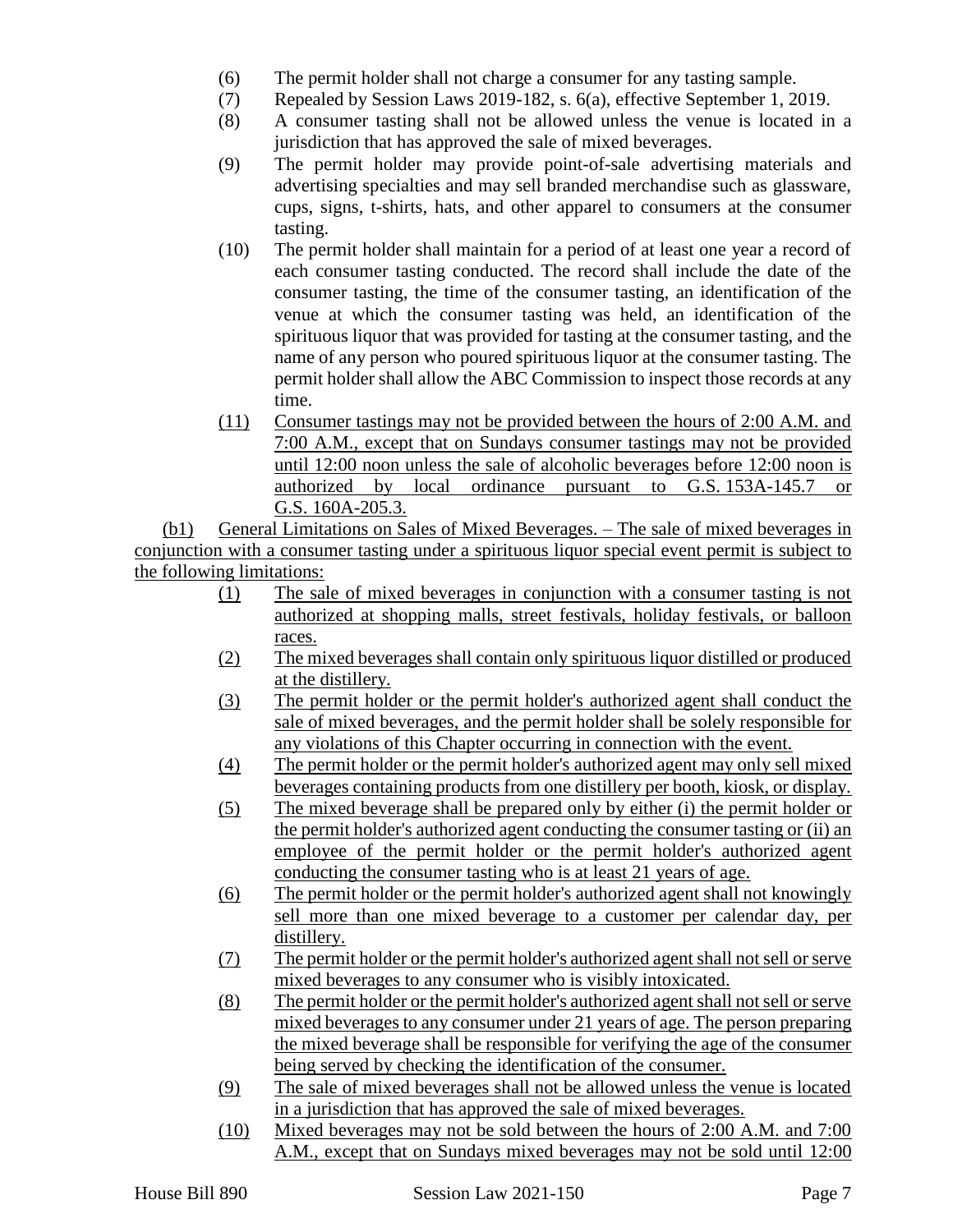(6) The permit holder shall not charge a consumer for any tasting sample.

(7) Repealed by Session Laws 2019-182, s. 6(a), effective September 1, 2019.

(8) A consumer tasting shall not be allowed unless the venue is located in a jurisdiction that has approved the sale of mixed beverages.

(9) The permit holder may provide point-of-sale advertising materials and advertising specialties and may sell branded merchandise such as glassware, cups, signs, t-shirts, hats, and other apparel to consumers at the consumer tasting.

(10) The permit holder shall maintain for a period of at least one year a record of each consumer tasting conducted. The record shall include the date of the consumer tasting, the time of the consumer tasting, an identification of the venue at which the consumer tasting was held, an identification of the spirituous liquor that was provided for tasting at the consumer tasting, and the name of any person who poured spirituous liquor at the consumer tasting. The permit holder shall allow the ABC Commission to inspect those records at any time.

(11) Consumer tastings may not be provided between the hours of 2:00 A.M. and 7:00 A.M., except that on Sundays consumer tastings may not be provided until 12:00 noon unless the sale of alcoholic beverages before 12:00 noon is authorized by local ordinance pursuant to G.S. 153A-145.7 or G.S. 160A-205.3.

(b1) General Limitations on Sales of Mixed Beverages. – The sale of mixed beverages in conjunction with a consumer tasting under a spirituous liquor special event permit is subject to the following limitations:

(1) The sale of mixed beverages in conjunction with a consumer tasting is not authorized at shopping malls, street festivals, holiday festivals, or balloon races.

(2) The mixed beverages shall contain only spirituous liquor distilled or produced at the distillery.

(3) The permit holder or the permit holder's authorized agent shall conduct the sale of mixed beverages, and the permit holder shall be solely responsible for any violations of this Chapter occurring in connection with the event.

(4) The permit holder or the permit holder's authorized agent may only sell mixed beverages containing products from one distillery per booth, kiosk, or display.

(5) The mixed beverage shall be prepared only by either (i) the permit holder or the permit holder's authorized agent conducting the consumer tasting or (ii) an employee of the permit holder or the permit holder's authorized agent conducting the consumer tasting who is at least 21 years of age.

(6) The permit holder or the permit holder's authorized agent shall not knowingly sell more than one mixed beverage to a customer per calendar day, per distillery.

(7) The permit holder or the permit holder's authorized agent shall not sell or serve mixed beverages to any consumer who is visibly intoxicated.

(8) The permit holder or the permit holder's authorized agent shall not sell or serve mixed beverages to any consumer under 21 years of age. The person preparing the mixed beverage shall be responsible for verifying the age of the consumer being served by checking the identification of the consumer.

(9) The sale of mixed beverages shall not be allowed unless the venue is located in a jurisdiction that has approved the sale of mixed beverages.

(10) Mixed beverages may not be sold between the hours of 2:00 A.M. and 7:00 A.M., except that on Sundays mixed beverages may not be sold until 12:00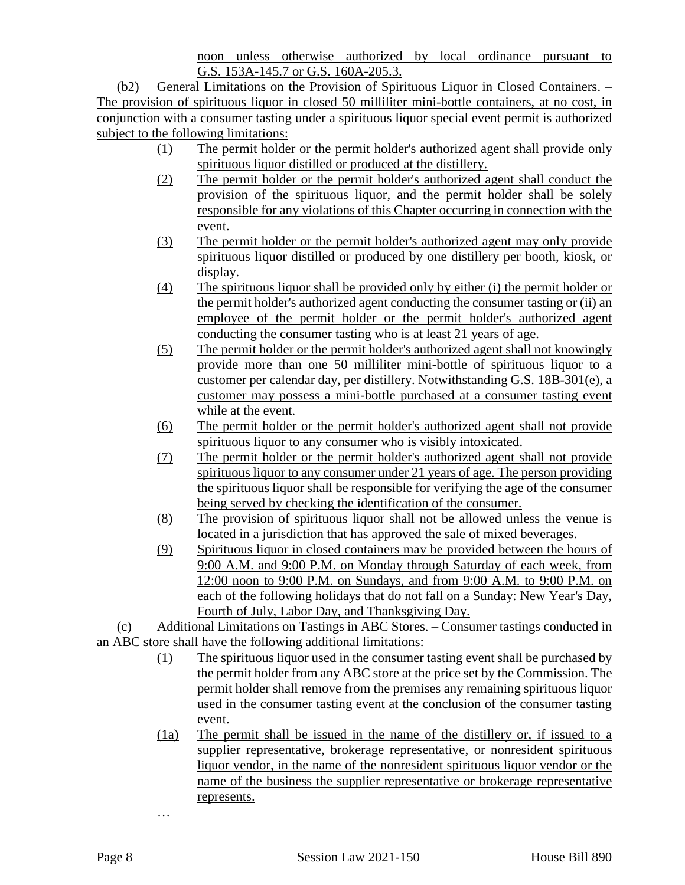noon unless otherwise authorized by local ordinance pursuant to G.S. 153A-145.7 or G.S. 160A-205.3.

(b2) General Limitations on the Provision of Spirituous Liquor in Closed Containers. – The provision of spirituous liquor in closed 50 milliliter mini-bottle containers, at no cost, in conjunction with a consumer tasting under a spirituous liquor special event permit is authorized subject to the following limitations:

(1) The permit holder or the permit holder's authorized agent shall provide only spirituous liquor distilled or produced at the distillery.

(2) The permit holder or the permit holder's authorized agent shall conduct the provision of the spirituous liquor, and the permit holder shall be solely responsible for any violations of this Chapter occurring in connection with the event.

(3) The permit holder or the permit holder's authorized agent may only provide spirituous liquor distilled or produced by one distillery per booth, kiosk, or display.

(4) The spirituous liquor shall be provided only by either (i) the permit holder or the permit holder's authorized agent conducting the consumer tasting or (ii) an employee of the permit holder or the permit holder's authorized agent conducting the consumer tasting who is at least 21 years of age.

(5) The permit holder or the permit holder's authorized agent shall not knowingly provide more than one 50 milliliter mini-bottle of spirituous liquor to a customer per calendar day, per distillery. Notwithstanding G.S. 18B-301(e), a customer may possess a mini-bottle purchased at a consumer tasting event while at the event.

(6) The permit holder or the permit holder's authorized agent shall not provide spirituous liquor to any consumer who is visibly intoxicated.

(7) The permit holder or the permit holder's authorized agent shall not provide spirituous liquor to any consumer under 21 years of age. The person providing the spirituous liquor shall be responsible for verifying the age of the consumer being served by checking the identification of the consumer.

(8) The provision of spirituous liquor shall not be allowed unless the venue is located in a jurisdiction that has approved the sale of mixed beverages.

(9) Spirituous liquor in closed containers may be provided between the hours of 9:00 A.M. and 9:00 P.M. on Monday through Saturday of each week, from 12:00 noon to 9:00 P.M. on Sundays, and from 9:00 A.M. to 9:00 P.M. on each of the following holidays that do not fall on a Sunday: New Year's Day, Fourth of July, Labor Day, and Thanksgiving Day.

(c) Additional Limitations on Tastings in ABC Stores. – Consumer tastings conducted in an ABC store shall have the following additional limitations:

(1) The spirituous liquor used in the consumer tasting event shall be purchased by the permit holder from any ABC store at the price set by the Commission. The permit holder shall remove from the premises any remaining spirituous liquor used in the consumer tasting event at the conclusion of the consumer tasting event.

(1a) The permit shall be issued in the name of the distillery or, if issued to a supplier representative, brokerage representative, or nonresident spirituous liquor vendor, in the name of the nonresident spirituous liquor vendor or the name of the business the supplier representative or brokerage representative represents.

…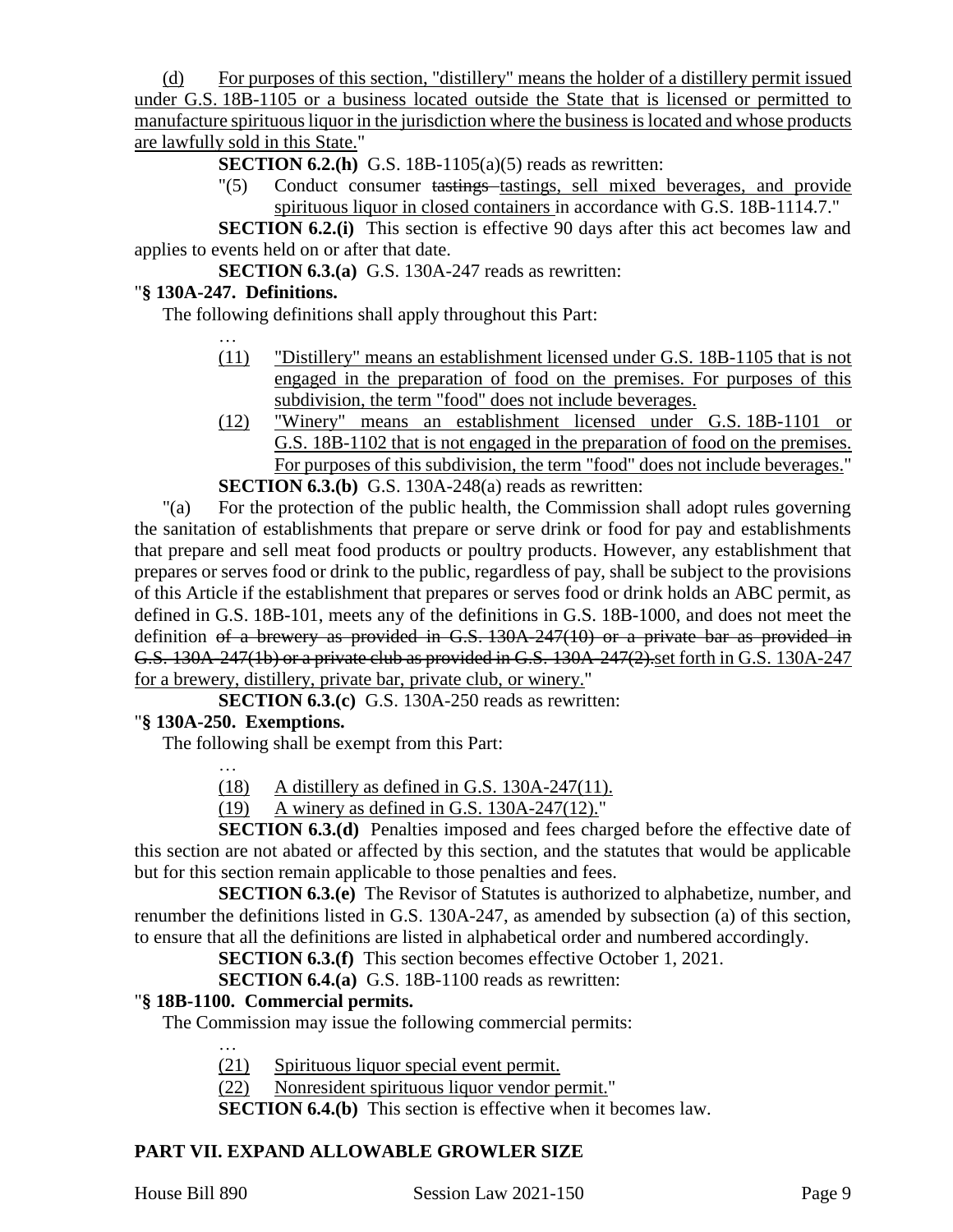(d) For purposes of this section, "distillery" means the holder of a distillery permit issued under G.S. 18B-1105 or a business located outside the State that is licensed or permitted to manufacture spirituous liquor in the jurisdiction where the business is located and whose products are lawfully sold in this State."

**SECTION 6.2.(h)** G.S. 18B-1105(a)(5) reads as rewritten:

"(5) Conduct consumer ~~tastings~~ tastings, sell mixed beverages, and provide spirituous liquor in closed containers in accordance with G.S. 18B-1114.7."

**SECTION 6.2.(i)** This section is effective 90 days after this act becomes law and applies to events held on or after that date.

**SECTION 6.3.(a)** G.S. 130A-247 reads as rewritten:

"**§ 130A-247. Definitions.**

The following definitions shall apply throughout this Part:

…

(11) "Distillery" means an establishment licensed under G.S. 18B-1105 that is not engaged in the preparation of food on the premises. For purposes of this subdivision, the term "food" does not include beverages.

(12) "Winery" means an establishment licensed under G.S. 18B-1101 or G.S. 18B-1102 that is not engaged in the preparation of food on the premises. For purposes of this subdivision, the term "food" does not include beverages."

**SECTION 6.3.(b)** G.S. 130A-248(a) reads as rewritten:

"(a) For the protection of the public health, the Commission shall adopt rules governing the sanitation of establishments that prepare or serve drink or food for pay and establishments that prepare and sell meat food products or poultry products. However, any establishment that prepares or serves food or drink to the public, regardless of pay, shall be subject to the provisions of this Article if the establishment that prepares or serves food or drink holds an ABC permit, as defined in G.S. 18B-101, meets any of the definitions in G.S. 18B-1000, and does not meet the definition ~~of a brewery as provided in G.S. 130A-247(10) or a private bar as provided in G.S. 130A-247(1b) or a private club as provided in G.S. 130A-247(2).~~ set forth in G.S. 130A-247 for a brewery, distillery, private bar, private club, or winery."

**SECTION 6.3.(c)** G.S. 130A-250 reads as rewritten:

"**§ 130A-250. Exemptions.**

The following shall be exempt from this Part:

…

(18) A distillery as defined in G.S. 130A-247(11).

(19) A winery as defined in G.S. 130A-247(12)."

**SECTION 6.3.(d)** Penalties imposed and fees charged before the effective date of this section are not abated or affected by this section, and the statutes that would be applicable but for this section remain applicable to those penalties and fees.

**SECTION 6.3.(e)** The Revisor of Statutes is authorized to alphabetize, number, and renumber the definitions listed in G.S. 130A-247, as amended by subsection (a) of this section, to ensure that all the definitions are listed in alphabetical order and numbered accordingly.

**SECTION 6.3.(f)** This section becomes effective October 1, 2021.

**SECTION 6.4.(a)** G.S. 18B-1100 reads as rewritten:

"**§ 18B-1100. Commercial permits.**

The Commission may issue the following commercial permits:

…

(21) Spirituous liquor special event permit.

(22) Nonresident spirituous liquor vendor permit."

**SECTION 6.4.(b)** This section is effective when it becomes law.

## PART VII. EXPAND ALLOWABLE GROWLER SIZE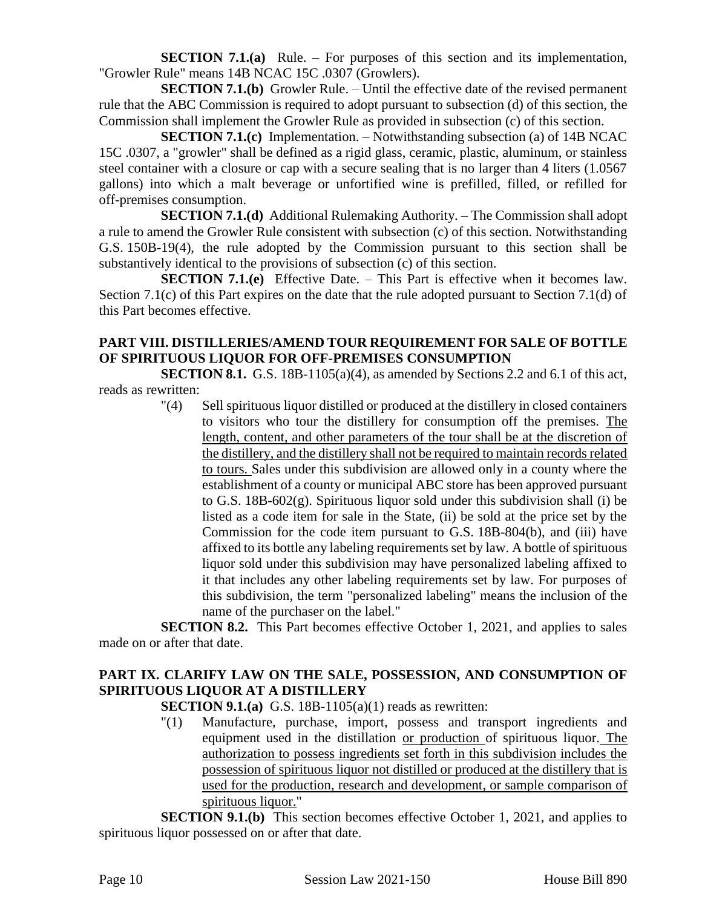**SECTION 7.1.(a)** Rule. – For purposes of this section and its implementation, "Growler Rule" means 14B NCAC 15C .0307 (Growlers).

**SECTION 7.1.(b)** Growler Rule. – Until the effective date of the revised permanent rule that the ABC Commission is required to adopt pursuant to subsection (d) of this section, the Commission shall implement the Growler Rule as provided in subsection (c) of this section.

**SECTION 7.1.(c)** Implementation. – Notwithstanding subsection (a) of 14B NCAC 15C .0307, a "growler" shall be defined as a rigid glass, ceramic, plastic, aluminum, or stainless steel container with a closure or cap with a secure sealing that is no larger than 4 liters (1.0567 gallons) into which a malt beverage or unfortified wine is prefilled, filled, or refilled for off-premises consumption.

**SECTION 7.1.(d)** Additional Rulemaking Authority. – The Commission shall adopt a rule to amend the Growler Rule consistent with subsection (c) of this section. Notwithstanding G.S. 150B-19(4), the rule adopted by the Commission pursuant to this section shall be substantively identical to the provisions of subsection (c) of this section.

**SECTION 7.1.(e)** Effective Date. – This Part is effective when it becomes law. Section 7.1(c) of this Part expires on the date that the rule adopted pursuant to Section 7.1(d) of this Part becomes effective.

## PART VIII. DISTILLERIES/AMEND TOUR REQUIREMENT FOR SALE OF BOTTLE OF SPIRITUOUS LIQUOR FOR OFF-PREMISES CONSUMPTION

**SECTION 8.1.** G.S. 18B-1105(a)(4), as amended by Sections 2.2 and 6.1 of this act, reads as rewritten:

> "(4) Sell spirituous liquor distilled or produced at the distillery in closed containers to visitors who tour the distillery for consumption off the premises. The length, content, and other parameters of the tour shall be at the discretion of the distillery, and the distillery shall not be required to maintain records related to tours. Sales under this subdivision are allowed only in a county where the establishment of a county or municipal ABC store has been approved pursuant to G.S. 18B-602(g). Spirituous liquor sold under this subdivision shall (i) be listed as a code item for sale in the State, (ii) be sold at the price set by the Commission for the code item pursuant to G.S. 18B-804(b), and (iii) have affixed to its bottle any labeling requirements set by law. A bottle of spirituous liquor sold under this subdivision may have personalized labeling affixed to it that includes any other labeling requirements set by law. For purposes of this subdivision, the term "personalized labeling" means the inclusion of the name of the purchaser on the label."

**SECTION 8.2.** This Part becomes effective October 1, 2021, and applies to sales made on or after that date.

## PART IX. CLARIFY LAW ON THE SALE, POSSESSION, AND CONSUMPTION OF SPIRITUOUS LIQUOR AT A DISTILLERY

**SECTION 9.1.(a)** G.S. 18B-1105(a)(1) reads as rewritten:

> "(1) Manufacture, purchase, import, possess and transport ingredients and equipment used in the distillation or production of spirituous liquor. The authorization to possess ingredients set forth in this subdivision includes the possession of spirituous liquor not distilled or produced at the distillery that is used for the production, research and development, or sample comparison of spirituous liquor."

**SECTION 9.1.(b)** This section becomes effective October 1, 2021, and applies to spirituous liquor possessed on or after that date.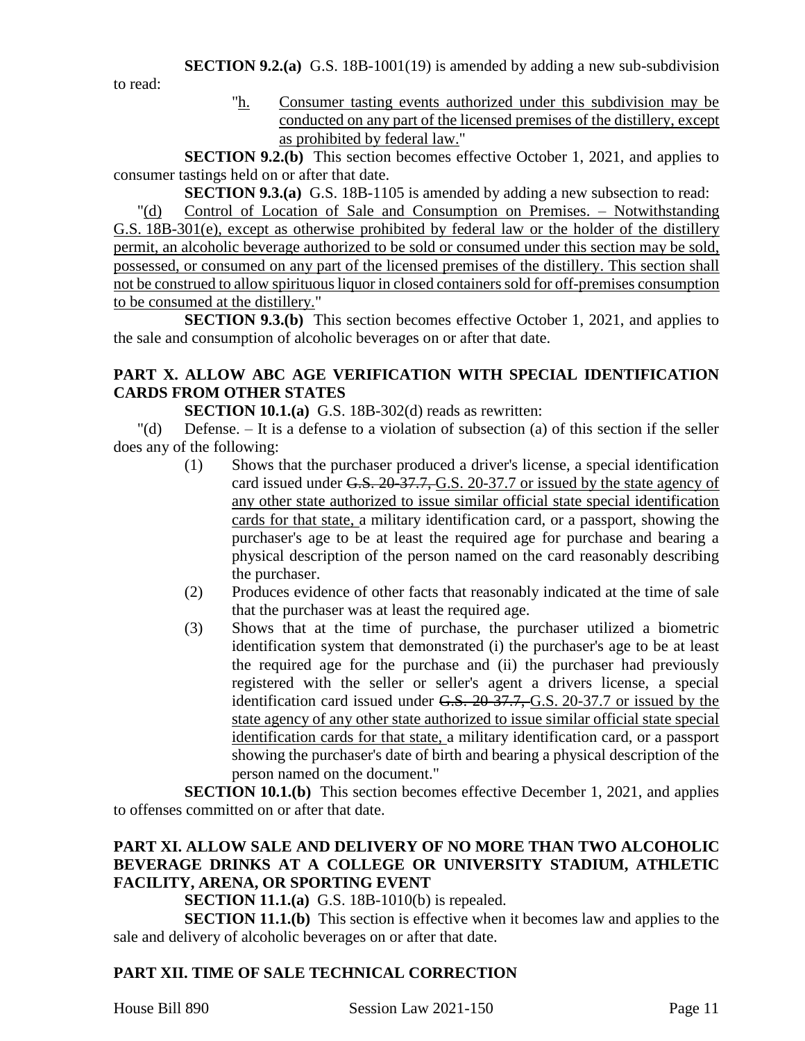**SECTION 9.2.(a)** G.S. 18B-1001(19) is amended by adding a new sub-subdivision to read:

"h. Consumer tasting events authorized under this subdivision may be conducted on any part of the licensed premises of the distillery, except as prohibited by federal law."

**SECTION 9.2.(b)** This section becomes effective October 1, 2021, and applies to consumer tastings held on or after that date.

**SECTION 9.3.(a)** G.S. 18B-1105 is amended by adding a new subsection to read:

"(d) Control of Location of Sale and Consumption on Premises. – Notwithstanding G.S. 18B-301(e), except as otherwise prohibited by federal law or the holder of the distillery permit, an alcoholic beverage authorized to be sold or consumed under this section may be sold, possessed, or consumed on any part of the licensed premises of the distillery. This section shall not be construed to allow spirituous liquor in closed containers sold for off-premises consumption to be consumed at the distillery."

**SECTION 9.3.(b)** This section becomes effective October 1, 2021, and applies to the sale and consumption of alcoholic beverages on or after that date.

## PART X. ALLOW ABC AGE VERIFICATION WITH SPECIAL IDENTIFICATION CARDS FROM OTHER STATES

**SECTION 10.1.(a)** G.S. 18B-302(d) reads as rewritten:

"(d) Defense. – It is a defense to a violation of subsection (a) of this section if the seller does any of the following:

(1) Shows that the purchaser produced a driver's license, a special identification card issued under ~~G.S. 20-37.7,~~ G.S. 20-37.7 or issued by the state agency of any other state authorized to issue similar official state special identification cards for that state, a military identification card, or a passport, showing the purchaser's age to be at least the required age for purchase and bearing a physical description of the person named on the card reasonably describing the purchaser.

(2) Produces evidence of other facts that reasonably indicated at the time of sale that the purchaser was at least the required age.

(3) Shows that at the time of purchase, the purchaser utilized a biometric identification system that demonstrated (i) the purchaser's age to be at least the required age for the purchase and (ii) the purchaser had previously registered with the seller or seller's agent a drivers license, a special identification card issued under ~~G.S. 20-37.7,~~ G.S. 20-37.7 or issued by the state agency of any other state authorized to issue similar official state special identification cards for that state, a military identification card, or a passport showing the purchaser's date of birth and bearing a physical description of the person named on the document."

**SECTION 10.1.(b)** This section becomes effective December 1, 2021, and applies to offenses committed on or after that date.

## PART XI. ALLOW SALE AND DELIVERY OF NO MORE THAN TWO ALCOHOLIC BEVERAGE DRINKS AT A COLLEGE OR UNIVERSITY STADIUM, ATHLETIC FACILITY, ARENA, OR SPORTING EVENT

**SECTION 11.1.(a)** G.S. 18B-1010(b) is repealed.

**SECTION 11.1.(b)** This section is effective when it becomes law and applies to the sale and delivery of alcoholic beverages on or after that date.

## PART XII. TIME OF SALE TECHNICAL CORRECTION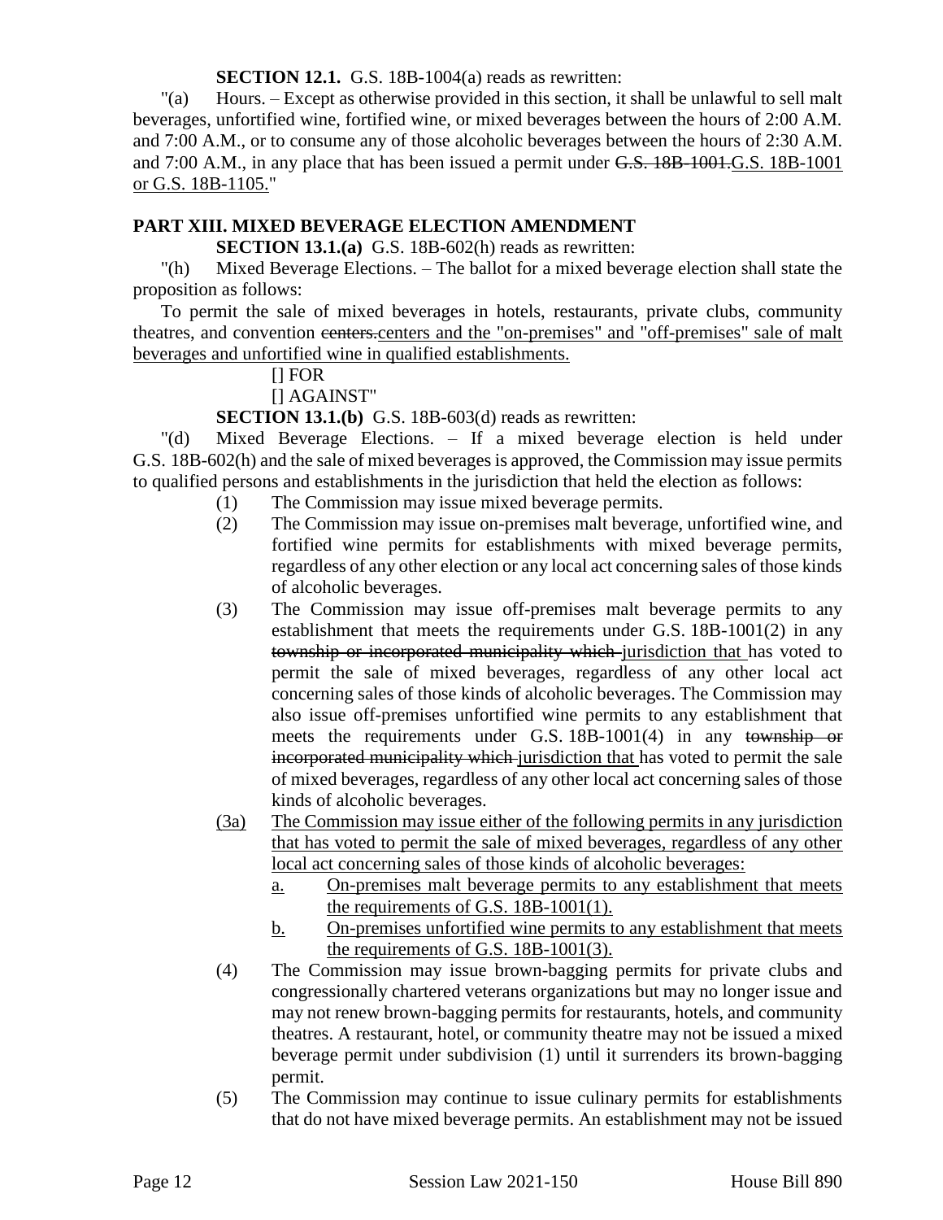**SECTION 12.1.** G.S. 18B-1004(a) reads as rewritten:

"(a) Hours. – Except as otherwise provided in this section, it shall be unlawful to sell malt beverages, unfortified wine, fortified wine, or mixed beverages between the hours of 2:00 A.M. and 7:00 A.M., or to consume any of those alcoholic beverages between the hours of 2:30 A.M. and 7:00 A.M., in any place that has been issued a permit under ~~G.S. 18B-1001.~~G.S. 18B-1001 or G.S. 18B-1105."

## PART XIII. MIXED BEVERAGE ELECTION AMENDMENT

**SECTION 13.1.(a)** G.S. 18B-602(h) reads as rewritten:

"(h) Mixed Beverage Elections. – The ballot for a mixed beverage election shall state the proposition as follows:

To permit the sale of mixed beverages in hotels, restaurants, private clubs, community theatres, and convention ~~centers.~~centers and the "on-premises" and "off-premises" sale of malt beverages and unfortified wine in qualified establishments.

[] FOR

[] AGAINST"

**SECTION 13.1.(b)** G.S. 18B-603(d) reads as rewritten:

"(d) Mixed Beverage Elections. – If a mixed beverage election is held under G.S. 18B-602(h) and the sale of mixed beverages is approved, the Commission may issue permits to qualified persons and establishments in the jurisdiction that held the election as follows:

(1) The Commission may issue mixed beverage permits.

(2) The Commission may issue on-premises malt beverage, unfortified wine, and fortified wine permits for establishments with mixed beverage permits, regardless of any other election or any local act concerning sales of those kinds of alcoholic beverages.

(3) The Commission may issue off-premises malt beverage permits to any establishment that meets the requirements under G.S. 18B-1001(2) in any ~~township or incorporated municipality which~~ jurisdiction that has voted to permit the sale of mixed beverages, regardless of any other local act concerning sales of those kinds of alcoholic beverages. The Commission may also issue off-premises unfortified wine permits to any establishment that meets the requirements under G.S. 18B-1001(4) in any ~~township or incorporated municipality which~~ jurisdiction that has voted to permit the sale of mixed beverages, regardless of any other local act concerning sales of those kinds of alcoholic beverages.

(3a) The Commission may issue either of the following permits in any jurisdiction that has voted to permit the sale of mixed beverages, regardless of any other local act concerning sales of those kinds of alcoholic beverages:

a. On-premises malt beverage permits to any establishment that meets the requirements of G.S. 18B-1001(1).

b. On-premises unfortified wine permits to any establishment that meets the requirements of G.S. 18B-1001(3).

(4) The Commission may issue brown-bagging permits for private clubs and congressionally chartered veterans organizations but may no longer issue and may not renew brown-bagging permits for restaurants, hotels, and community theatres. A restaurant, hotel, or community theatre may not be issued a mixed beverage permit under subdivision (1) until it surrenders its brown-bagging permit.

(5) The Commission may continue to issue culinary permits for establishments that do not have mixed beverage permits. An establishment may not be issued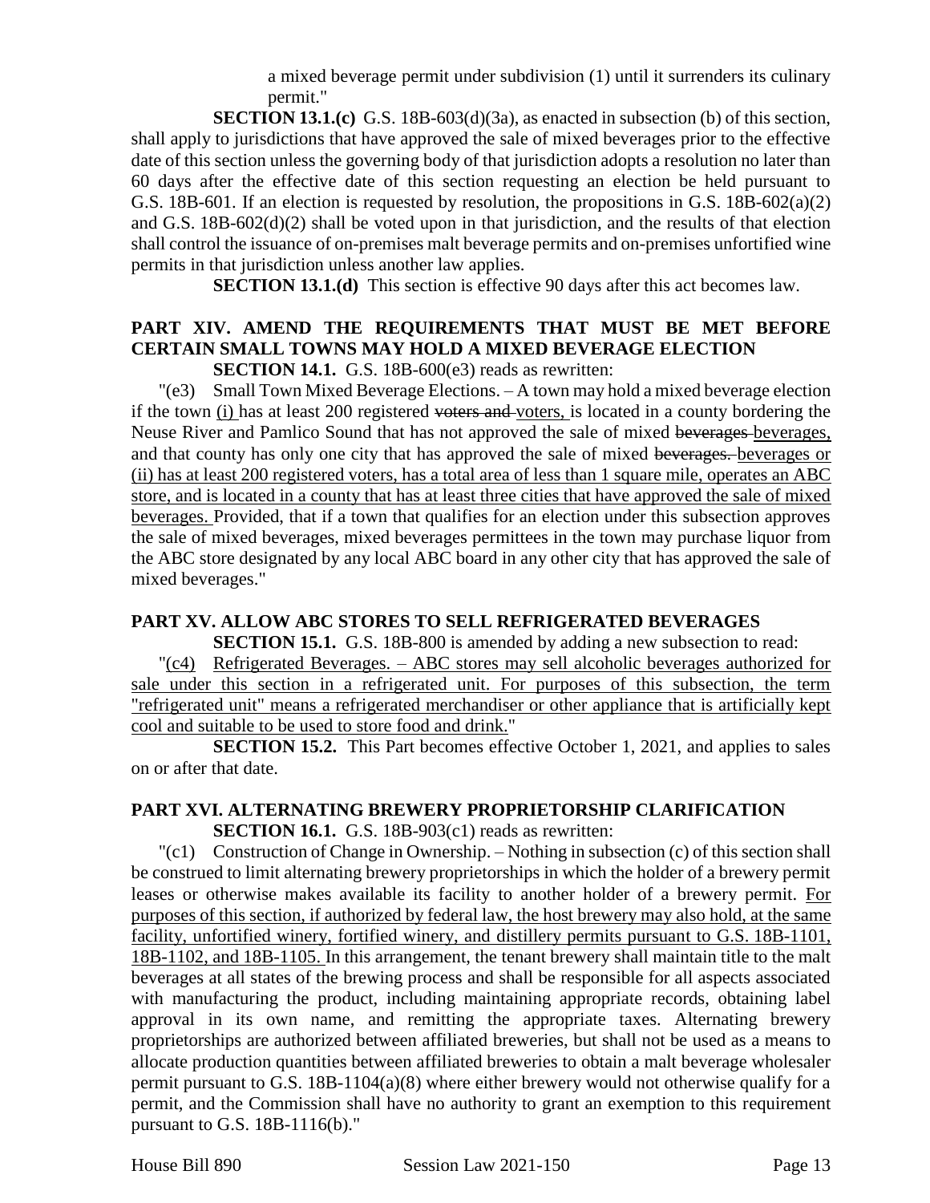a mixed beverage permit under subdivision (1) until it surrenders its culinary permit."

**SECTION 13.1.(c)** G.S. 18B-603(d)(3a), as enacted in subsection (b) of this section, shall apply to jurisdictions that have approved the sale of mixed beverages prior to the effective date of this section unless the governing body of that jurisdiction adopts a resolution no later than 60 days after the effective date of this section requesting an election be held pursuant to G.S. 18B-601. If an election is requested by resolution, the propositions in G.S. 18B-602(a)(2) and G.S. 18B-602(d)(2) shall be voted upon in that jurisdiction, and the results of that election shall control the issuance of on-premises malt beverage permits and on-premises unfortified wine permits in that jurisdiction unless another law applies.

**SECTION 13.1.(d)** This section is effective 90 days after this act becomes law.

## PART XIV. AMEND THE REQUIREMENTS THAT MUST BE MET BEFORE CERTAIN SMALL TOWNS MAY HOLD A MIXED BEVERAGE ELECTION

**SECTION 14.1.** G.S. 18B-600(e3) reads as rewritten:

"(e3) Small Town Mixed Beverage Elections. – A town may hold a mixed beverage election if the town <u>(i)</u> has at least 200 registered ~~voters and~~ <u>voters,</u> is located in a county bordering the Neuse River and Pamlico Sound that has not approved the sale of mixed ~~beverages~~ <u>beverages,</u> and that county has only one city that has approved the sale of mixed ~~beverages.~~ <u>beverages or (ii) has at least 200 registered voters, has a total area of less than 1 square mile, operates an ABC store, and is located in a county that has at least three cities that have approved the sale of mixed beverages.</u> Provided, that if a town that qualifies for an election under this subsection approves the sale of mixed beverages, mixed beverages permittees in the town may purchase liquor from the ABC store designated by any local ABC board in any other city that has approved the sale of mixed beverages."

## PART XV. ALLOW ABC STORES TO SELL REFRIGERATED BEVERAGES

**SECTION 15.1.** G.S. 18B-800 is amended by adding a new subsection to read:

"<u>(c4) Refrigerated Beverages. – ABC stores may sell alcoholic beverages authorized for sale under this section in a refrigerated unit. For purposes of this subsection, the term "refrigerated unit" means a refrigerated merchandiser or other appliance that is artificially kept cool and suitable to be used to store food and drink.</u>"

**SECTION 15.2.** This Part becomes effective October 1, 2021, and applies to sales on or after that date.

## PART XVI. ALTERNATING BREWERY PROPRIETORSHIP CLARIFICATION

**SECTION 16.1.** G.S. 18B-903(c1) reads as rewritten:

"(c1) Construction of Change in Ownership. – Nothing in subsection (c) of this section shall be construed to limit alternating brewery proprietorships in which the holder of a brewery permit leases or otherwise makes available its facility to another holder of a brewery permit. <u>For purposes of this section, if authorized by federal law, the host brewery may also hold, at the same facility, unfortified winery, fortified winery, and distillery permits pursuant to G.S. 18B-1101, 18B-1102, and 18B-1105.</u> In this arrangement, the tenant brewery shall maintain title to the malt beverages at all states of the brewing process and shall be responsible for all aspects associated with manufacturing the product, including maintaining appropriate records, obtaining label approval in its own name, and remitting the appropriate taxes. Alternating brewery proprietorships are authorized between affiliated breweries, but shall not be used as a means to allocate production quantities between affiliated breweries to obtain a malt beverage wholesaler permit pursuant to G.S. 18B-1104(a)(8) where either brewery would not otherwise qualify for a permit, and the Commission shall have no authority to grant an exemption to this requirement pursuant to G.S. 18B-1116(b)."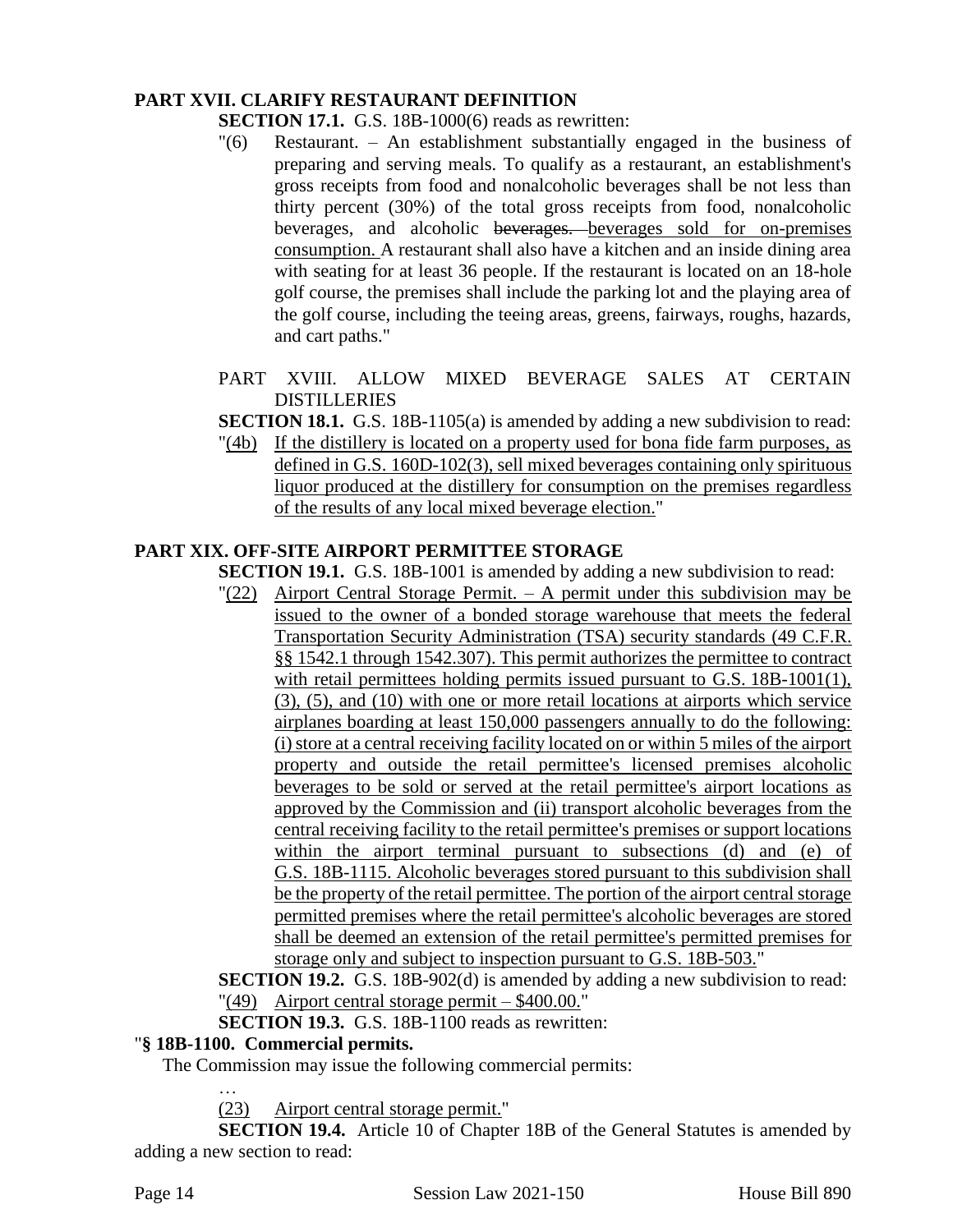**PART XVII. CLARIFY RESTAURANT DEFINITION**

**SECTION 17.1.** G.S. 18B-1000(6) reads as rewritten:

"(6) Restaurant. – An establishment substantially engaged in the business of preparing and serving meals. To qualify as a restaurant, an establishment's gross receipts from food and nonalcoholic beverages shall be not less than thirty percent (30%) of the total gross receipts from food, nonalcoholic beverages, and alcoholic ~~beverages.~~ beverages sold for on-premises consumption. A restaurant shall also have a kitchen and an inside dining area with seating for at least 36 people. If the restaurant is located on an 18-hole golf course, the premises shall include the parking lot and the playing area of the golf course, including the teeing areas, greens, fairways, roughs, hazards, and cart paths."

PART XVIII. ALLOW MIXED BEVERAGE SALES AT CERTAIN DISTILLERIES

**SECTION 18.1.** G.S. 18B-1105(a) is amended by adding a new subdivision to read:

"(4b) If the distillery is located on a property used for bona fide farm purposes, as defined in G.S. 160D-102(3), sell mixed beverages containing only spirituous liquor produced at the distillery for consumption on the premises regardless of the results of any local mixed beverage election."

**PART XIX. OFF-SITE AIRPORT PERMITTEE STORAGE**

**SECTION 19.1.** G.S. 18B-1001 is amended by adding a new subdivision to read:

"(22) Airport Central Storage Permit. – A permit under this subdivision may be issued to the owner of a bonded storage warehouse that meets the federal Transportation Security Administration (TSA) security standards (49 C.F.R. §§ 1542.1 through 1542.307). This permit authorizes the permittee to contract with retail permittees holding permits issued pursuant to G.S. 18B-1001(1), (3), (5), and (10) with one or more retail locations at airports which service airplanes boarding at least 150,000 passengers annually to do the following: (i) store at a central receiving facility located on or within 5 miles of the airport property and outside the retail permittee's licensed premises alcoholic beverages to be sold or served at the retail permittee's airport locations as approved by the Commission and (ii) transport alcoholic beverages from the central receiving facility to the retail permittee's premises or support locations within the airport terminal pursuant to subsections (d) and (e) of G.S. 18B-1115. Alcoholic beverages stored pursuant to this subdivision shall be the property of the retail permittee. The portion of the airport central storage permitted premises where the retail permittee's alcoholic beverages are stored shall be deemed an extension of the retail permittee's permitted premises for storage only and subject to inspection pursuant to G.S. 18B-503."

**SECTION 19.2.** G.S. 18B-902(d) is amended by adding a new subdivision to read:

"(49) Airport central storage permit – $400.00."

**SECTION 19.3.** G.S. 18B-1100 reads as rewritten:

"**§ 18B-1100. Commercial permits.**

The Commission may issue the following commercial permits:

…

(23) Airport central storage permit."

**SECTION 19.4.** Article 10 of Chapter 18B of the General Statutes is amended by adding a new section to read: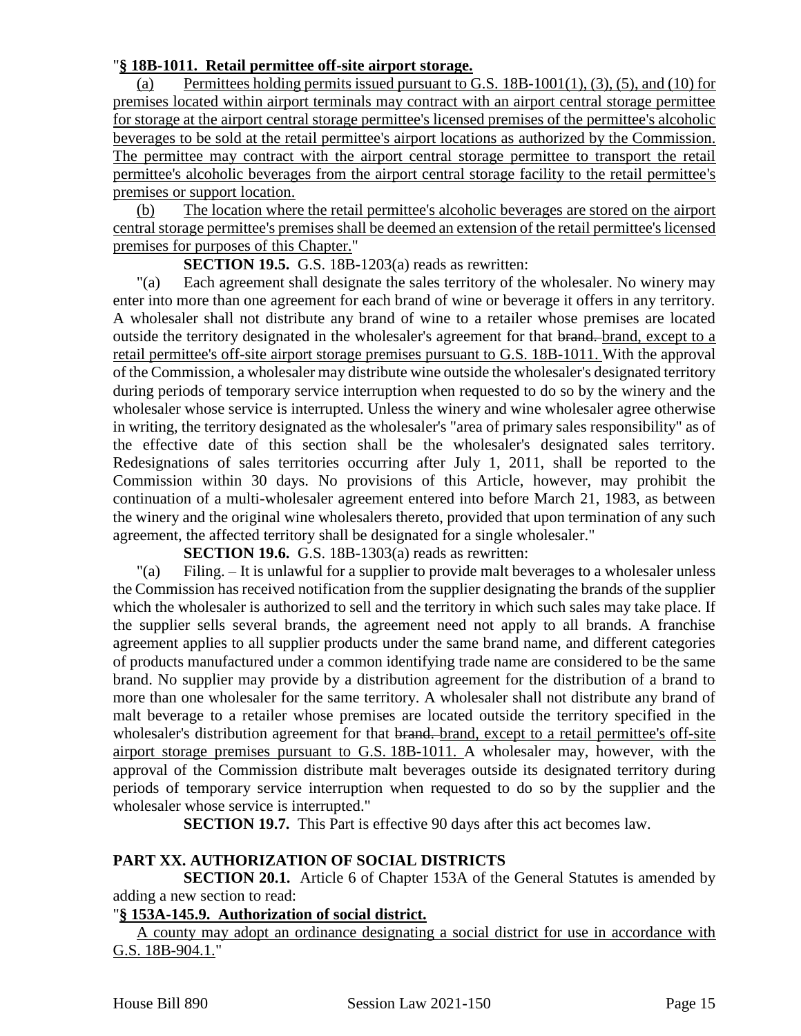"**§ 18B-1011. Retail permittee off-site airport storage.**

(a) Permittees holding permits issued pursuant to G.S. 18B-1001(1), (3), (5), and (10) for premises located within airport terminals may contract with an airport central storage permittee for storage at the airport central storage permittee's licensed premises of the permittee's alcoholic beverages to be sold at the retail permittee's airport locations as authorized by the Commission. The permittee may contract with the airport central storage permittee to transport the retail permittee's alcoholic beverages from the airport central storage facility to the retail permittee's premises or support location.

(b) The location where the retail permittee's alcoholic beverages are stored on the airport central storage permittee's premises shall be deemed an extension of the retail permittee's licensed premises for purposes of this Chapter."

**SECTION 19.5.** G.S. 18B-1203(a) reads as rewritten:

"(a) Each agreement shall designate the sales territory of the wholesaler. No winery may enter into more than one agreement for each brand of wine or beverage it offers in any territory. A wholesaler shall not distribute any brand of wine to a retailer whose premises are located outside the territory designated in the wholesaler's agreement for that ~~brand.~~ brand, except to a retail permittee's off-site airport storage premises pursuant to G.S. 18B-1011. With the approval of the Commission, a wholesaler may distribute wine outside the wholesaler's designated territory during periods of temporary service interruption when requested to do so by the winery and the wholesaler whose service is interrupted. Unless the winery and wine wholesaler agree otherwise in writing, the territory designated as the wholesaler's "area of primary sales responsibility" as of the effective date of this section shall be the wholesaler's designated sales territory. Redesignations of sales territories occurring after July 1, 2011, shall be reported to the Commission within 30 days. No provisions of this Article, however, may prohibit the continuation of a multi-wholesaler agreement entered into before March 21, 1983, as between the winery and the original wine wholesalers thereto, provided that upon termination of any such agreement, the affected territory shall be designated for a single wholesaler."

**SECTION 19.6.** G.S. 18B-1303(a) reads as rewritten:

"(a) Filing. – It is unlawful for a supplier to provide malt beverages to a wholesaler unless the Commission has received notification from the supplier designating the brands of the supplier which the wholesaler is authorized to sell and the territory in which such sales may take place. If the supplier sells several brands, the agreement need not apply to all brands. A franchise agreement applies to all supplier products under the same brand name, and different categories of products manufactured under a common identifying trade name are considered to be the same brand. No supplier may provide by a distribution agreement for the distribution of a brand to more than one wholesaler for the same territory. A wholesaler shall not distribute any brand of malt beverage to a retailer whose premises are located outside the territory specified in the wholesaler's distribution agreement for that ~~brand.~~ brand, except to a retail permittee's off-site airport storage premises pursuant to G.S. 18B-1011. A wholesaler may, however, with the approval of the Commission distribute malt beverages outside its designated territory during periods of temporary service interruption when requested to do so by the supplier and the wholesaler whose service is interrupted."

**SECTION 19.7.** This Part is effective 90 days after this act becomes law.

## PART XX. AUTHORIZATION OF SOCIAL DISTRICTS

**SECTION 20.1.** Article 6 of Chapter 153A of the General Statutes is amended by adding a new section to read:

"**§ 153A-145.9. Authorization of social district.**

A county may adopt an ordinance designating a social district for use in accordance with G.S. 18B-904.1."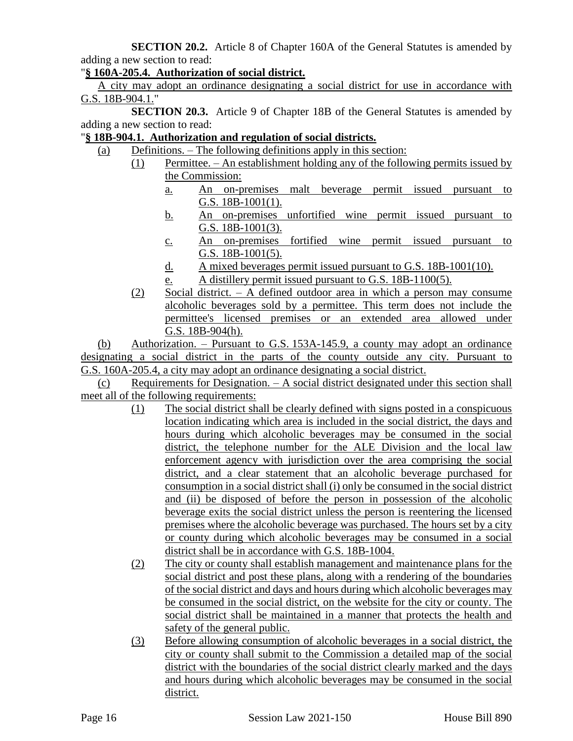**SECTION 20.2.** Article 8 of Chapter 160A of the General Statutes is amended by adding a new section to read:

"**§ 160A-205.4. Authorization of social district.**

A city may adopt an ordinance designating a social district for use in accordance with G.S. 18B-904.1."

**SECTION 20.3.** Article 9 of Chapter 18B of the General Statutes is amended by adding a new section to read:

"**§ 18B-904.1. Authorization and regulation of social districts.**

(a) Definitions. – The following definitions apply in this section:

(1) Permittee. – An establishment holding any of the following permits issued by the Commission:

a. An on-premises malt beverage permit issued pursuant to G.S. 18B-1001(1).

b. An on-premises unfortified wine permit issued pursuant to G.S. 18B-1001(3).

c. An on-premises fortified wine permit issued pursuant to G.S. 18B-1001(5).

d. A mixed beverages permit issued pursuant to G.S. 18B-1001(10).

e. A distillery permit issued pursuant to G.S. 18B-1100(5).

(2) Social district. – A defined outdoor area in which a person may consume alcoholic beverages sold by a permittee. This term does not include the permittee's licensed premises or an extended area allowed under G.S. 18B-904(h).

(b) Authorization. – Pursuant to G.S. 153A-145.9, a county may adopt an ordinance designating a social district in the parts of the county outside any city. Pursuant to G.S. 160A-205.4, a city may adopt an ordinance designating a social district.

(c) Requirements for Designation. – A social district designated under this section shall meet all of the following requirements:

(1) The social district shall be clearly defined with signs posted in a conspicuous location indicating which area is included in the social district, the days and hours during which alcoholic beverages may be consumed in the social district, the telephone number for the ALE Division and the local law enforcement agency with jurisdiction over the area comprising the social district, and a clear statement that an alcoholic beverage purchased for consumption in a social district shall (i) only be consumed in the social district and (ii) be disposed of before the person in possession of the alcoholic beverage exits the social district unless the person is reentering the licensed premises where the alcoholic beverage was purchased. The hours set by a city or county during which alcoholic beverages may be consumed in a social district shall be in accordance with G.S. 18B-1004.

(2) The city or county shall establish management and maintenance plans for the social district and post these plans, along with a rendering of the boundaries of the social district and days and hours during which alcoholic beverages may be consumed in the social district, on the website for the city or county. The social district shall be maintained in a manner that protects the health and safety of the general public.

(3) Before allowing consumption of alcoholic beverages in a social district, the city or county shall submit to the Commission a detailed map of the social district with the boundaries of the social district clearly marked and the days and hours during which alcoholic beverages may be consumed in the social district.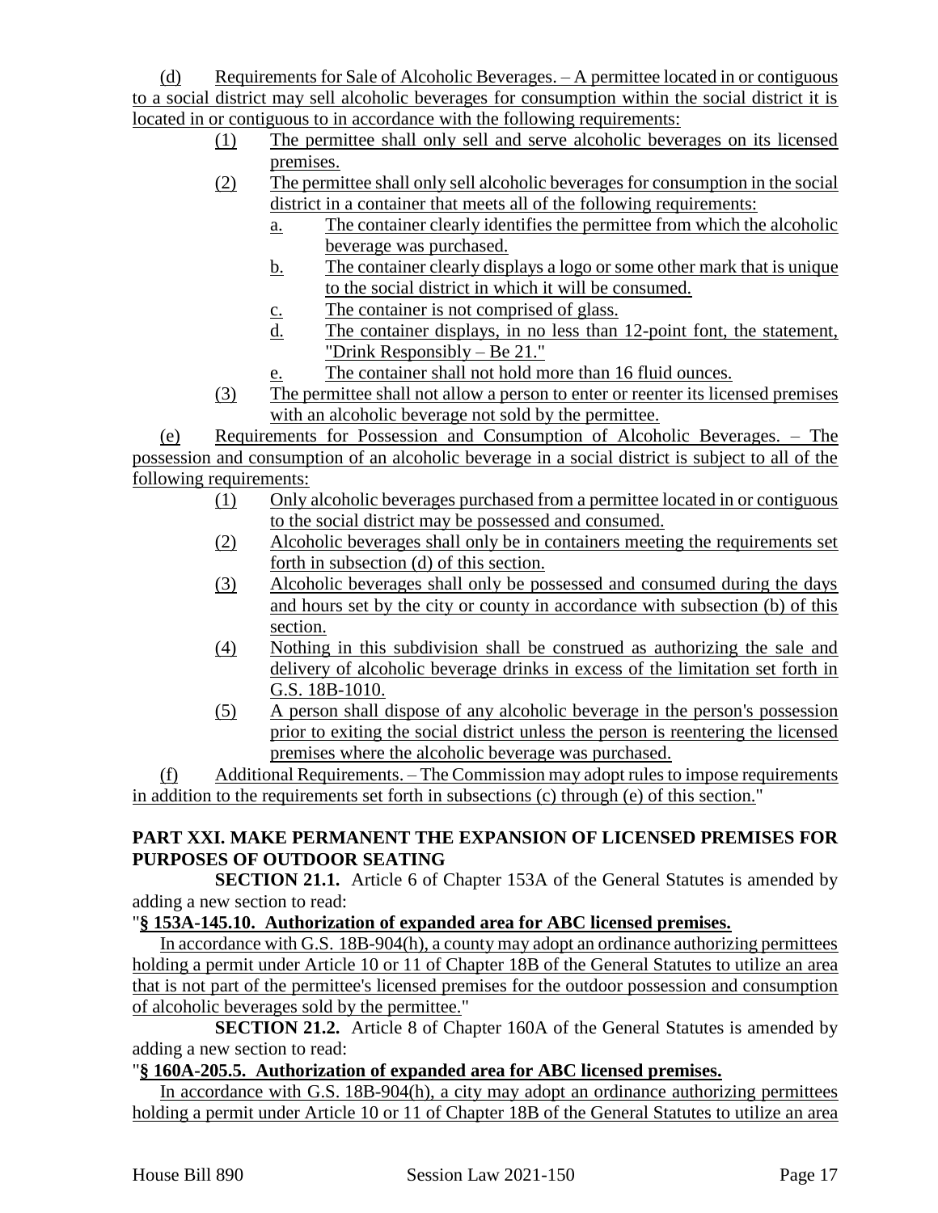(d) Requirements for Sale of Alcoholic Beverages. – A permittee located in or contiguous to a social district may sell alcoholic beverages for consumption within the social district it is located in or contiguous to in accordance with the following requirements:

- (1) The permittee shall only sell and serve alcoholic beverages on its licensed premises.
- (2) The permittee shall only sell alcoholic beverages for consumption in the social district in a container that meets all of the following requirements:
  - a. The container clearly identifies the permittee from which the alcoholic beverage was purchased.
  - b. The container clearly displays a logo or some other mark that is unique to the social district in which it will be consumed.
  - c. The container is not comprised of glass.
  - d. The container displays, in no less than 12-point font, the statement, "Drink Responsibly – Be 21."
  - e. The container shall not hold more than 16 fluid ounces.
- (3) The permittee shall not allow a person to enter or reenter its licensed premises with an alcoholic beverage not sold by the permittee.

(e) Requirements for Possession and Consumption of Alcoholic Beverages. – The possession and consumption of an alcoholic beverage in a social district is subject to all of the following requirements:

- (1) Only alcoholic beverages purchased from a permittee located in or contiguous to the social district may be possessed and consumed.
- (2) Alcoholic beverages shall only be in containers meeting the requirements set forth in subsection (d) of this section.
- (3) Alcoholic beverages shall only be possessed and consumed during the days and hours set by the city or county in accordance with subsection (b) of this section.
- (4) Nothing in this subdivision shall be construed as authorizing the sale and delivery of alcoholic beverage drinks in excess of the limitation set forth in G.S. 18B-1010.
- (5) A person shall dispose of any alcoholic beverage in the person's possession prior to exiting the social district unless the person is reentering the licensed premises where the alcoholic beverage was purchased.

(f) Additional Requirements. – The Commission may adopt rules to impose requirements in addition to the requirements set forth in subsections (c) through (e) of this section."

## PART XXI. MAKE PERMANENT THE EXPANSION OF LICENSED PREMISES FOR PURPOSES OF OUTDOOR SEATING

**SECTION 21.1.** Article 6 of Chapter 153A of the General Statutes is amended by adding a new section to read:

"**§ 153A-145.10. Authorization of expanded area for ABC licensed premises.**

In accordance with G.S. 18B-904(h), a county may adopt an ordinance authorizing permittees holding a permit under Article 10 or 11 of Chapter 18B of the General Statutes to utilize an area that is not part of the permittee's licensed premises for the outdoor possession and consumption of alcoholic beverages sold by the permittee."

**SECTION 21.2.** Article 8 of Chapter 160A of the General Statutes is amended by adding a new section to read:

"**§ 160A-205.5. Authorization of expanded area for ABC licensed premises.**

In accordance with G.S. 18B-904(h), a city may adopt an ordinance authorizing permittees holding a permit under Article 10 or 11 of Chapter 18B of the General Statutes to utilize an area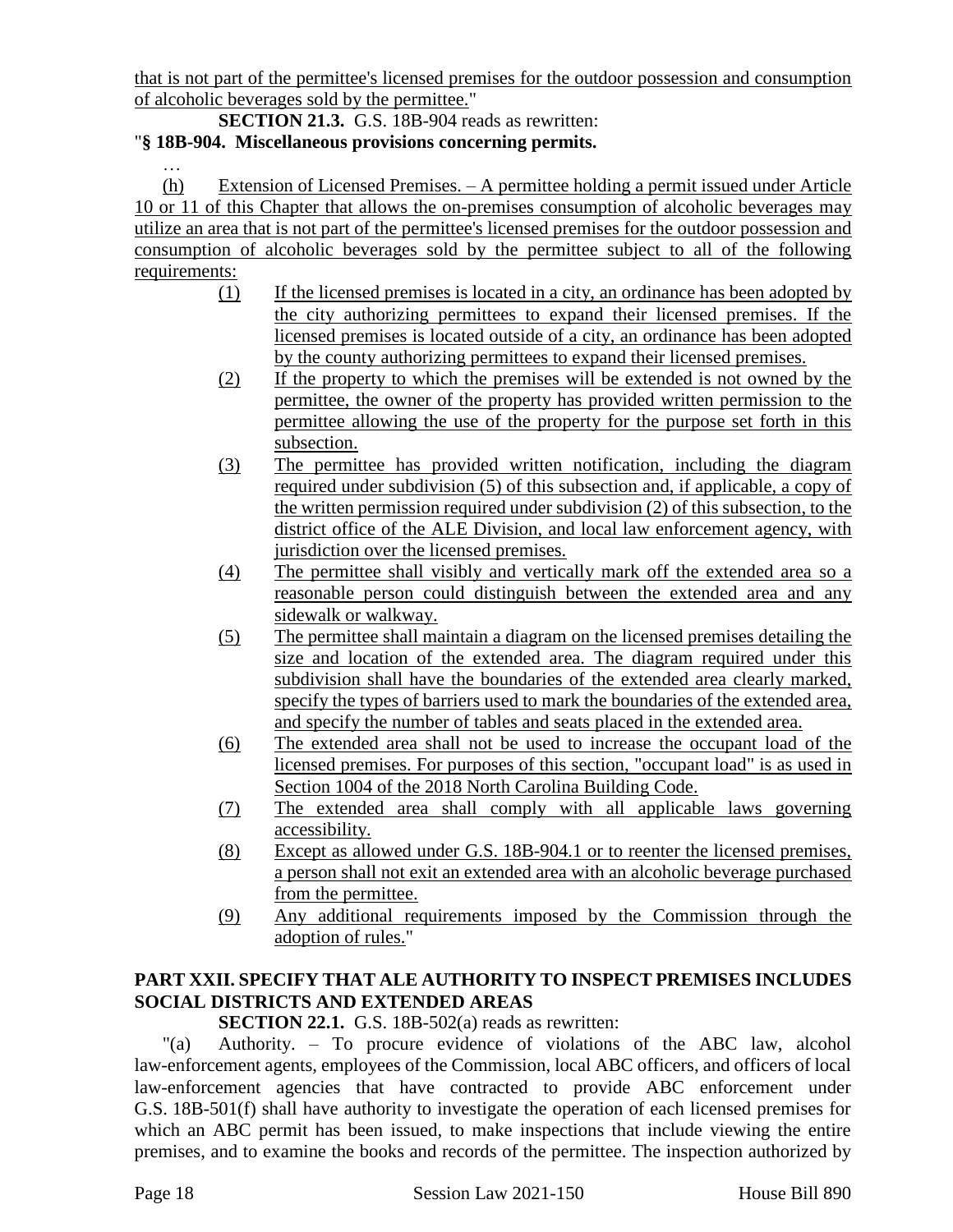that is not part of the permittee's licensed premises for the outdoor possession and consumption of alcoholic beverages sold by the permittee."

**SECTION 21.3.** G.S. 18B-904 reads as rewritten:

"**§ 18B-904. Miscellaneous provisions concerning permits.**

…

(h) Extension of Licensed Premises. – A permittee holding a permit issued under Article 10 or 11 of this Chapter that allows the on-premises consumption of alcoholic beverages may utilize an area that is not part of the permittee's licensed premises for the outdoor possession and consumption of alcoholic beverages sold by the permittee subject to all of the following requirements:

(1) If the licensed premises is located in a city, an ordinance has been adopted by the city authorizing permittees to expand their licensed premises. If the licensed premises is located outside of a city, an ordinance has been adopted by the county authorizing permittees to expand their licensed premises.

(2) If the property to which the premises will be extended is not owned by the permittee, the owner of the property has provided written permission to the permittee allowing the use of the property for the purpose set forth in this subsection.

(3) The permittee has provided written notification, including the diagram required under subdivision (5) of this subsection and, if applicable, a copy of the written permission required under subdivision (2) of this subsection, to the district office of the ALE Division, and local law enforcement agency, with jurisdiction over the licensed premises.

(4) The permittee shall visibly and vertically mark off the extended area so a reasonable person could distinguish between the extended area and any sidewalk or walkway.

(5) The permittee shall maintain a diagram on the licensed premises detailing the size and location of the extended area. The diagram required under this subdivision shall have the boundaries of the extended area clearly marked, specify the types of barriers used to mark the boundaries of the extended area, and specify the number of tables and seats placed in the extended area.

(6) The extended area shall not be used to increase the occupant load of the licensed premises. For purposes of this section, "occupant load" is as used in Section 1004 of the 2018 North Carolina Building Code.

(7) The extended area shall comply with all applicable laws governing accessibility.

(8) Except as allowed under G.S. 18B-904.1 or to reenter the licensed premises, a person shall not exit an extended area with an alcoholic beverage purchased from the permittee.

(9) Any additional requirements imposed by the Commission through the adoption of rules."

## PART XXII. SPECIFY THAT ALE AUTHORITY TO INSPECT PREMISES INCLUDES SOCIAL DISTRICTS AND EXTENDED AREAS

**SECTION 22.1.** G.S. 18B-502(a) reads as rewritten:

"(a) Authority. – To procure evidence of violations of the ABC law, alcohol law-enforcement agents, employees of the Commission, local ABC officers, and officers of local law-enforcement agencies that have contracted to provide ABC enforcement under G.S. 18B-501(f) shall have authority to investigate the operation of each licensed premises for which an ABC permit has been issued, to make inspections that include viewing the entire premises, and to examine the books and records of the permittee. The inspection authorized by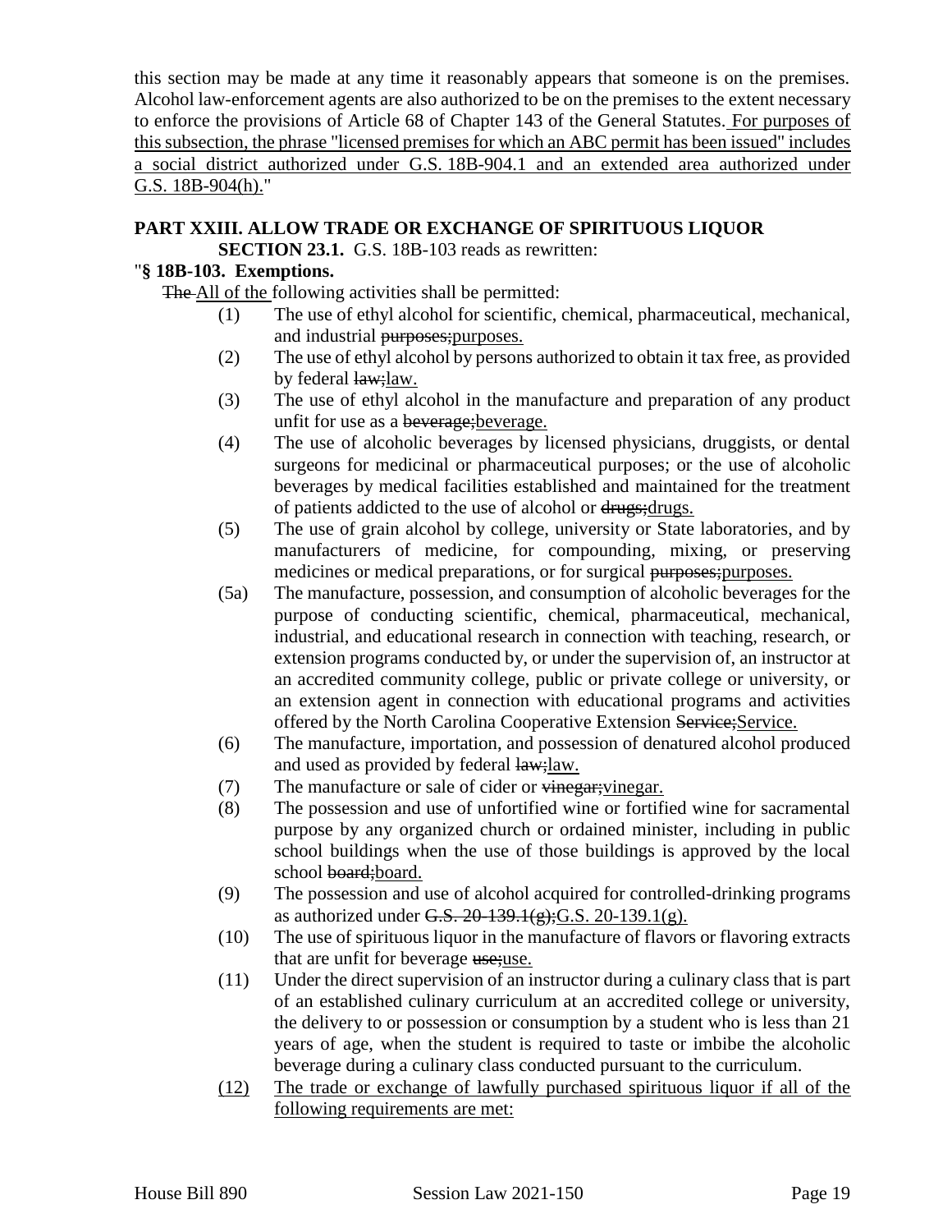this section may be made at any time it reasonably appears that someone is on the premises. Alcohol law-enforcement agents are also authorized to be on the premises to the extent necessary to enforce the provisions of Article 68 of Chapter 143 of the General Statutes. <u>For purposes of this subsection, the phrase "licensed premises for which an ABC permit has been issued" includes a social district authorized under G.S. 18B-904.1 and an extended area authorized under G.S. 18B-904(h).</u>"

**PART XXIII. ALLOW TRADE OR EXCHANGE OF SPIRITUOUS LIQUOR**

**SECTION 23.1.** G.S. 18B-103 reads as rewritten:

"**§ 18B-103. Exemptions.**

~~The~~ <u>All of the</u> following activities shall be permitted:

(1) The use of ethyl alcohol for scientific, chemical, pharmaceutical, mechanical, and industrial ~~purposes;~~<u>purposes.</u>

(2) The use of ethyl alcohol by persons authorized to obtain it tax free, as provided by federal ~~law;~~<u>law.</u>

(3) The use of ethyl alcohol in the manufacture and preparation of any product unfit for use as a ~~beverage;~~<u>beverage.</u>

(4) The use of alcoholic beverages by licensed physicians, druggists, or dental surgeons for medicinal or pharmaceutical purposes; or the use of alcoholic beverages by medical facilities established and maintained for the treatment of patients addicted to the use of alcohol or ~~drugs;~~<u>drugs.</u>

(5) The use of grain alcohol by college, university or State laboratories, and by manufacturers of medicine, for compounding, mixing, or preserving medicines or medical preparations, or for surgical ~~purposes;~~<u>purposes.</u>

(5a) The manufacture, possession, and consumption of alcoholic beverages for the purpose of conducting scientific, chemical, pharmaceutical, mechanical, industrial, and educational research in connection with teaching, research, or extension programs conducted by, or under the supervision of, an instructor at an accredited community college, public or private college or university, or an extension agent in connection with educational programs and activities offered by the North Carolina Cooperative Extension ~~Service;~~<u>Service.</u>

(6) The manufacture, importation, and possession of denatured alcohol produced and used as provided by federal ~~law;~~<u>law.</u>

(7) The manufacture or sale of cider or ~~vinegar;~~<u>vinegar.</u>

(8) The possession and use of unfortified wine or fortified wine for sacramental purpose by any organized church or ordained minister, including in public school buildings when the use of those buildings is approved by the local school ~~board;~~<u>board.</u>

(9) The possession and use of alcohol acquired for controlled-drinking programs as authorized under ~~G.S. 20-139.1(g);~~<u>G.S. 20-139.1(g).</u>

(10) The use of spirituous liquor in the manufacture of flavors or flavoring extracts that are unfit for beverage ~~use;~~<u>use.</u>

(11) Under the direct supervision of an instructor during a culinary class that is part of an established culinary curriculum at an accredited college or university, the delivery to or possession or consumption by a student who is less than 21 years of age, when the student is required to taste or imbibe the alcoholic beverage during a culinary class conducted pursuant to the curriculum.

<u>(12) The trade or exchange of lawfully purchased spirituous liquor if all of the following requirements are met:</u>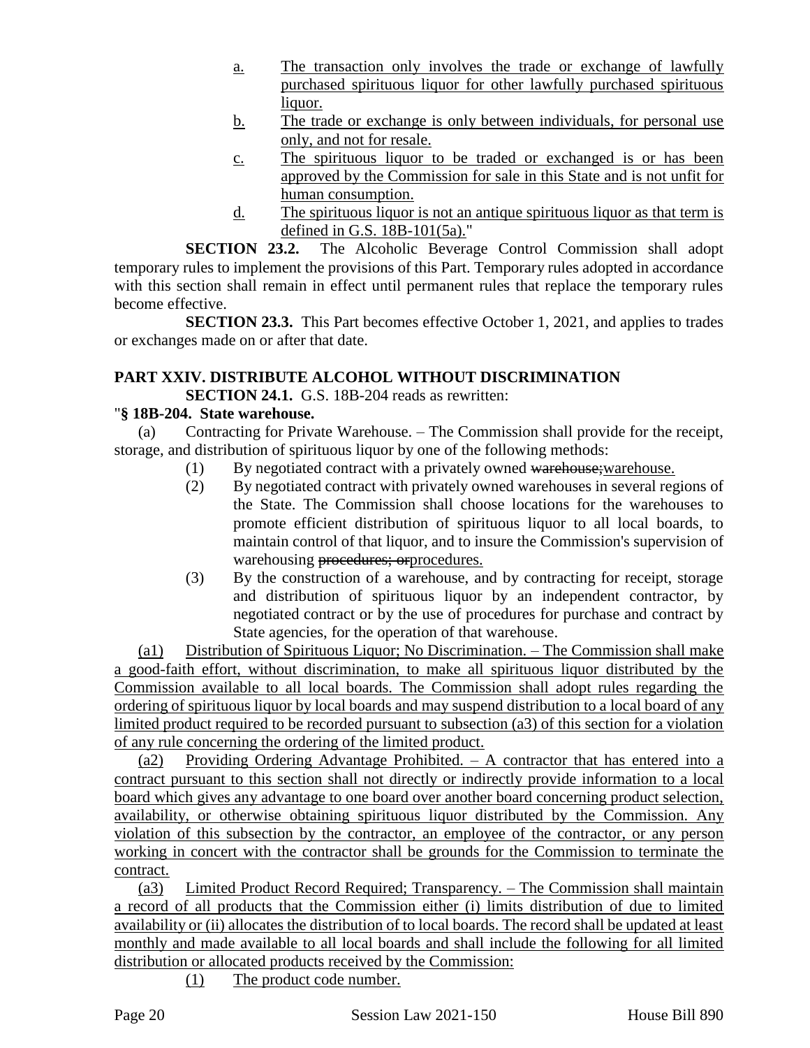a. The transaction only involves the trade or exchange of lawfully purchased spirituous liquor for other lawfully purchased spirituous liquor.

b. The trade or exchange is only between individuals, for personal use only, and not for resale.

c. The spirituous liquor to be traded or exchanged is or has been approved by the Commission for sale in this State and is not unfit for human consumption.

d. The spirituous liquor is not an antique spirituous liquor as that term is defined in G.S. 18B-101(5a)."

**SECTION 23.2.** The Alcoholic Beverage Control Commission shall adopt temporary rules to implement the provisions of this Part. Temporary rules adopted in accordance with this section shall remain in effect until permanent rules that replace the temporary rules become effective.

**SECTION 23.3.** This Part becomes effective October 1, 2021, and applies to trades or exchanges made on or after that date.

**PART XXIV. DISTRIBUTE ALCOHOL WITHOUT DISCRIMINATION**

**SECTION 24.1.** G.S. 18B-204 reads as rewritten:

"**§ 18B-204. State warehouse.**

(a) Contracting for Private Warehouse. – The Commission shall provide for the receipt, storage, and distribution of spirituous liquor by one of the following methods:

(1) By negotiated contract with a privately owned ~~warehouse;~~warehouse.

(2) By negotiated contract with privately owned warehouses in several regions of the State. The Commission shall choose locations for the warehouses to promote efficient distribution of spirituous liquor to all local boards, to maintain control of that liquor, and to insure the Commission's supervision of warehousing ~~procedures; or~~procedures.

(3) By the construction of a warehouse, and by contracting for receipt, storage and distribution of spirituous liquor by an independent contractor, by negotiated contract or by the use of procedures for purchase and contract by State agencies, for the operation of that warehouse.

(a1) Distribution of Spirituous Liquor; No Discrimination. – The Commission shall make a good-faith effort, without discrimination, to make all spirituous liquor distributed by the Commission available to all local boards. The Commission shall adopt rules regarding the ordering of spirituous liquor by local boards and may suspend distribution to a local board of any limited product required to be recorded pursuant to subsection (a3) of this section for a violation of any rule concerning the ordering of the limited product.

(a2) Providing Ordering Advantage Prohibited. – A contractor that has entered into a contract pursuant to this section shall not directly or indirectly provide information to a local board which gives any advantage to one board over another board concerning product selection, availability, or otherwise obtaining spirituous liquor distributed by the Commission. Any violation of this subsection by the contractor, an employee of the contractor, or any person working in concert with the contractor shall be grounds for the Commission to terminate the contract.

(a3) Limited Product Record Required; Transparency. – The Commission shall maintain a record of all products that the Commission either (i) limits distribution of due to limited availability or (ii) allocates the distribution of to local boards. The record shall be updated at least monthly and made available to all local boards and shall include the following for all limited distribution or allocated products received by the Commission:

(1) The product code number.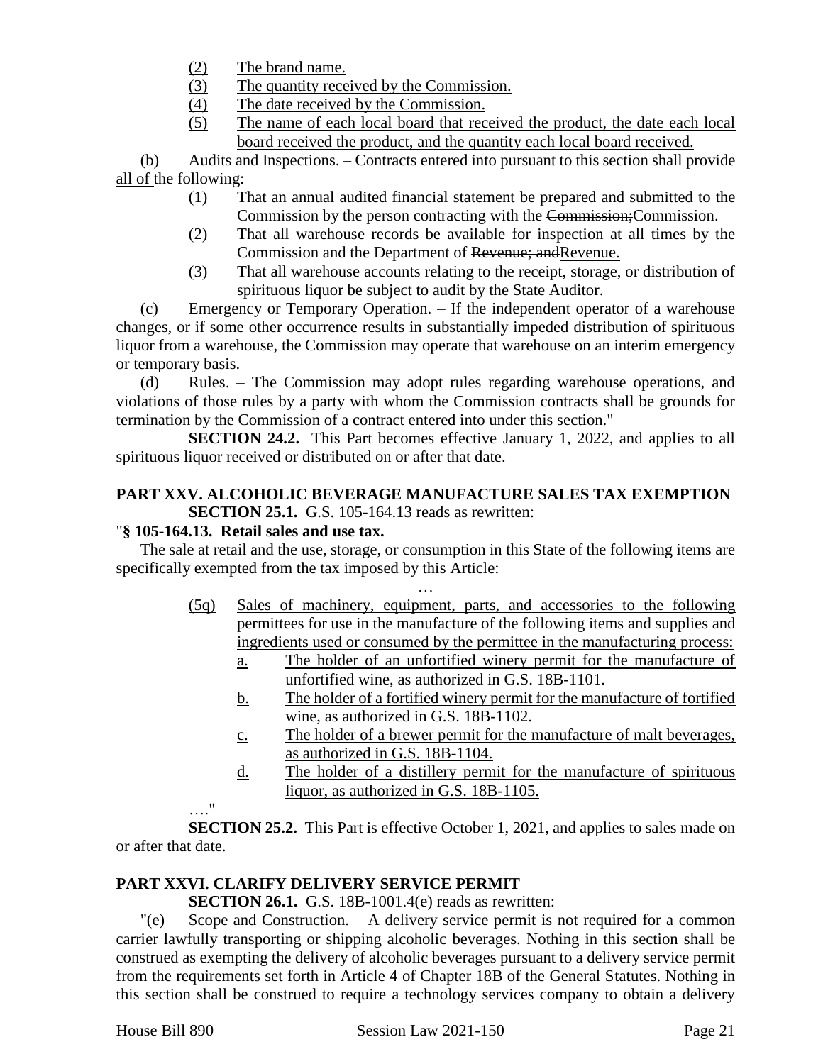(2) The brand name.

(3) The quantity received by the Commission.

(4) The date received by the Commission.

(5) The name of each local board that received the product, the date each local board received the product, and the quantity each local board received.

(b) Audits and Inspections. – Contracts entered into pursuant to this section shall provide all of the following:

(1) That an annual audited financial statement be prepared and submitted to the Commission by the person contracting with the ~~Commission;~~Commission.

(2) That all warehouse records be available for inspection at all times by the Commission and the Department of ~~Revenue; and~~Revenue.

(3) That all warehouse accounts relating to the receipt, storage, or distribution of spirituous liquor be subject to audit by the State Auditor.

(c) Emergency or Temporary Operation. – If the independent operator of a warehouse changes, or if some other occurrence results in substantially impeded distribution of spirituous liquor from a warehouse, the Commission may operate that warehouse on an interim emergency or temporary basis.

(d) Rules. – The Commission may adopt rules regarding warehouse operations, and violations of those rules by a party with whom the Commission contracts shall be grounds for termination by the Commission of a contract entered into under this section."

**SECTION 24.2.** This Part becomes effective January 1, 2022, and applies to all spirituous liquor received or distributed on or after that date.

## PART XXV. ALCOHOLIC BEVERAGE MANUFACTURE SALES TAX EXEMPTION

**SECTION 25.1.** G.S. 105-164.13 reads as rewritten:

"**§ 105-164.13. Retail sales and use tax.**

The sale at retail and the use, storage, or consumption in this State of the following items are specifically exempted from the tax imposed by this Article:

…

(5q) Sales of machinery, equipment, parts, and accessories to the following permittees for use in the manufacture of the following items and supplies and ingredients used or consumed by the permittee in the manufacturing process:

a. The holder of an unfortified winery permit for the manufacture of unfortified wine, as authorized in G.S. 18B-1101.

b. The holder of a fortified winery permit for the manufacture of fortified wine, as authorized in G.S. 18B-1102.

c. The holder of a brewer permit for the manufacture of malt beverages, as authorized in G.S. 18B-1104.

d. The holder of a distillery permit for the manufacture of spirituous liquor, as authorized in G.S. 18B-1105.

…."

**SECTION 25.2.** This Part is effective October 1, 2021, and applies to sales made on or after that date.

## PART XXVI. CLARIFY DELIVERY SERVICE PERMIT

**SECTION 26.1.** G.S. 18B-1001.4(e) reads as rewritten:

"(e) Scope and Construction. – A delivery service permit is not required for a common carrier lawfully transporting or shipping alcoholic beverages. Nothing in this section shall be construed as exempting the delivery of alcoholic beverages pursuant to a delivery service permit from the requirements set forth in Article 4 of Chapter 18B of the General Statutes. Nothing in this section shall be construed to require a technology services company to obtain a delivery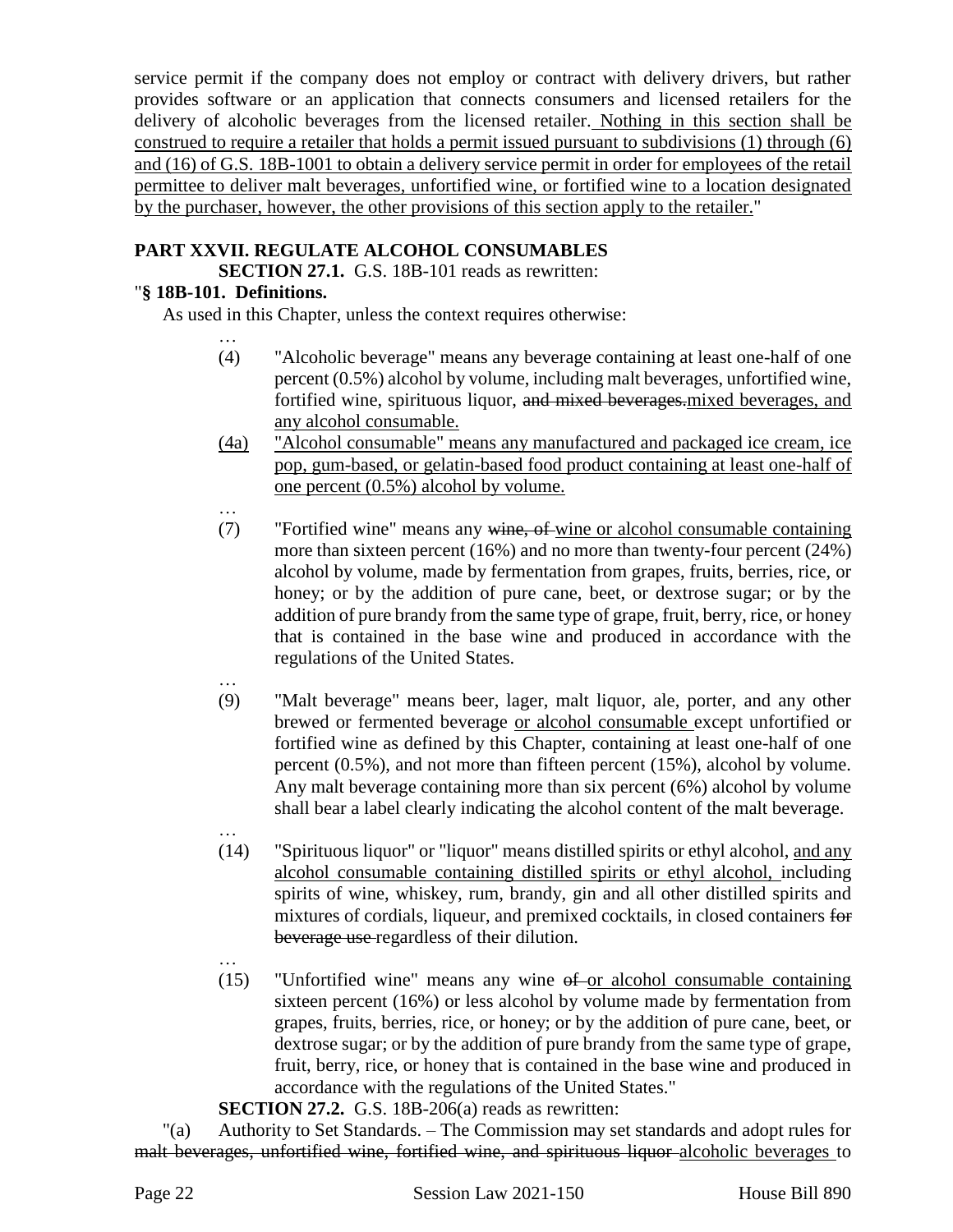service permit if the company does not employ or contract with delivery drivers, but rather provides software or an application that connects consumers and licensed retailers for the delivery of alcoholic beverages from the licensed retailer. Nothing in this section shall be construed to require a retailer that holds a permit issued pursuant to subdivisions (1) through (6) and (16) of G.S. 18B-1001 to obtain a delivery service permit in order for employees of the retail permittee to deliver malt beverages, unfortified wine, or fortified wine to a location designated by the purchaser, however, the other provisions of this section apply to the retailer."

**PART XXVII. REGULATE ALCOHOL CONSUMABLES**

**SECTION 27.1.** G.S. 18B-101 reads as rewritten:

"**§ 18B-101. Definitions.**

As used in this Chapter, unless the context requires otherwise:

…

(4) "Alcoholic beverage" means any beverage containing at least one-half of one percent (0.5%) alcohol by volume, including malt beverages, unfortified wine, fortified wine, spirituous liquor, ~~and mixed beverages.~~mixed beverages, and any alcohol consumable.

(4a) "Alcohol consumable" means any manufactured and packaged ice cream, ice pop, gum-based, or gelatin-based food product containing at least one-half of one percent (0.5%) alcohol by volume.

…

(7) "Fortified wine" means any ~~wine, of~~ wine or alcohol consumable containing more than sixteen percent (16%) and no more than twenty-four percent (24%) alcohol by volume, made by fermentation from grapes, fruits, berries, rice, or honey; or by the addition of pure cane, beet, or dextrose sugar; or by the addition of pure brandy from the same type of grape, fruit, berry, rice, or honey that is contained in the base wine and produced in accordance with the regulations of the United States.

…

(9) "Malt beverage" means beer, lager, malt liquor, ale, porter, and any other brewed or fermented beverage or alcohol consumable except unfortified or fortified wine as defined by this Chapter, containing at least one-half of one percent (0.5%), and not more than fifteen percent (15%), alcohol by volume. Any malt beverage containing more than six percent (6%) alcohol by volume shall bear a label clearly indicating the alcohol content of the malt beverage.

…

(14) "Spirituous liquor" or "liquor" means distilled spirits or ethyl alcohol, and any alcohol consumable containing distilled spirits or ethyl alcohol, including spirits of wine, whiskey, rum, brandy, gin and all other distilled spirits and mixtures of cordials, liqueur, and premixed cocktails, in closed containers ~~for beverage use~~ regardless of their dilution.

…

(15) "Unfortified wine" means any wine ~~of~~ or alcohol consumable containing sixteen percent (16%) or less alcohol by volume made by fermentation from grapes, fruits, berries, rice, or honey; or by the addition of pure cane, beet, or dextrose sugar; or by the addition of pure brandy from the same type of grape, fruit, berry, rice, or honey that is contained in the base wine and produced in accordance with the regulations of the United States."

**SECTION 27.2.** G.S. 18B-206(a) reads as rewritten:

"(a) Authority to Set Standards. – The Commission may set standards and adopt rules for ~~malt beverages, unfortified wine, fortified wine, and spirituous liquor~~ alcoholic beverages to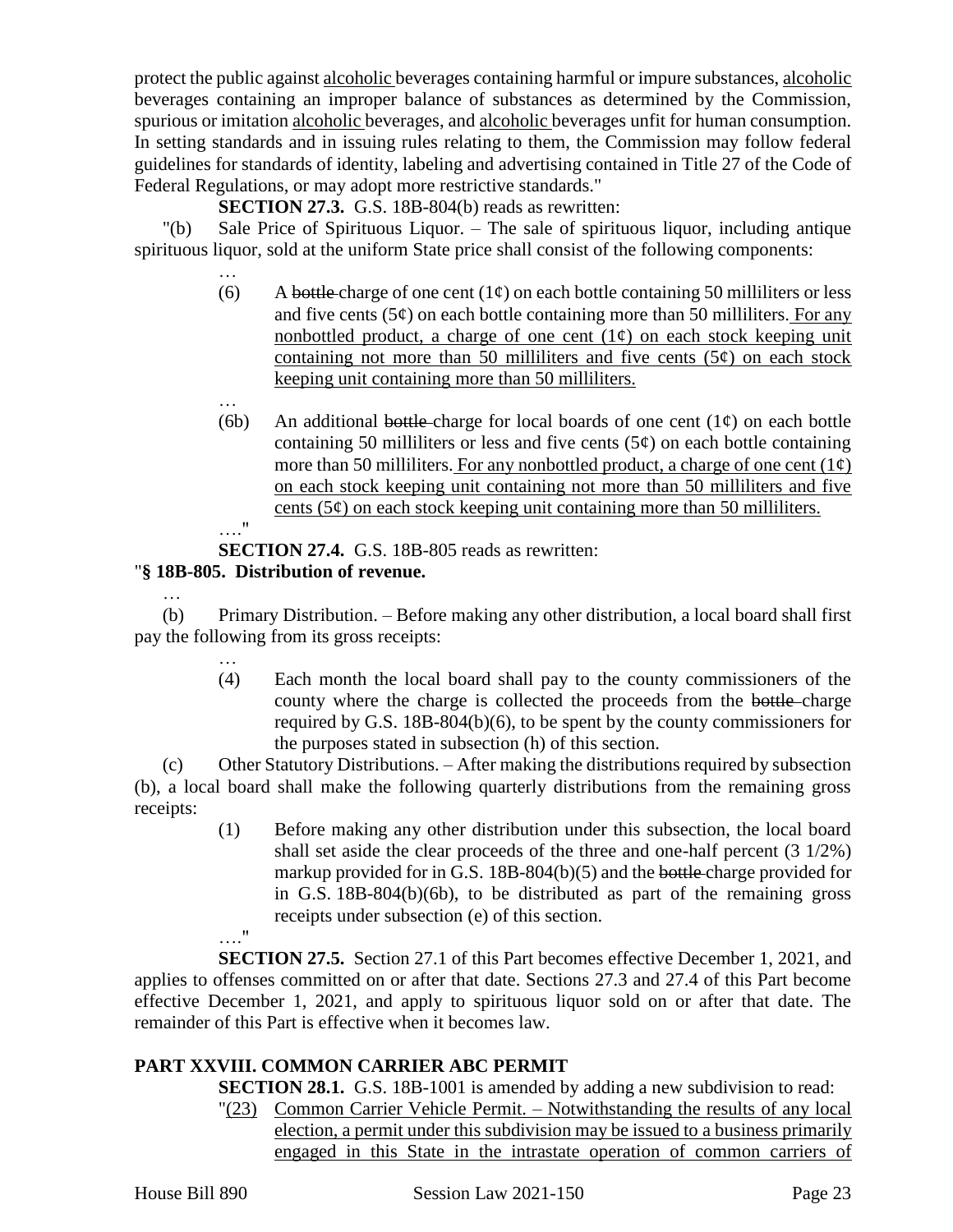protect the public against alcoholic beverages containing harmful or impure substances, alcoholic beverages containing an improper balance of substances as determined by the Commission, spurious or imitation alcoholic beverages, and alcoholic beverages unfit for human consumption. In setting standards and in issuing rules relating to them, the Commission may follow federal guidelines for standards of identity, labeling and advertising contained in Title 27 of the Code of Federal Regulations, or may adopt more restrictive standards."

**SECTION 27.3.** G.S. 18B-804(b) reads as rewritten:

"(b) Sale Price of Spirituous Liquor. – The sale of spirituous liquor, including antique spirituous liquor, sold at the uniform State price shall consist of the following components:

…

(6) A ~~bottle~~ charge of one cent (1¢) on each bottle containing 50 milliliters or less and five cents (5¢) on each bottle containing more than 50 milliliters. For any nonbottled product, a charge of one cent (1¢) on each stock keeping unit containing not more than 50 milliliters and five cents (5¢) on each stock keeping unit containing more than 50 milliliters.

…

(6b) An additional ~~bottle~~ charge for local boards of one cent (1¢) on each bottle containing 50 milliliters or less and five cents (5¢) on each bottle containing more than 50 milliliters. For any nonbottled product, a charge of one cent (1¢) on each stock keeping unit containing not more than 50 milliliters and five cents (5¢) on each stock keeping unit containing more than 50 milliliters.

…."

**SECTION 27.4.** G.S. 18B-805 reads as rewritten:

"**§ 18B-805. Distribution of revenue.**

…

(b) Primary Distribution. – Before making any other distribution, a local board shall first pay the following from its gross receipts:

…

(4) Each month the local board shall pay to the county commissioners of the county where the charge is collected the proceeds from the ~~bottle~~ charge required by G.S. 18B-804(b)(6), to be spent by the county commissioners for the purposes stated in subsection (h) of this section.

(c) Other Statutory Distributions. – After making the distributions required by subsection (b), a local board shall make the following quarterly distributions from the remaining gross receipts:

(1) Before making any other distribution under this subsection, the local board shall set aside the clear proceeds of the three and one-half percent (3 1/2%) markup provided for in G.S. 18B-804(b)(5) and the ~~bottle~~ charge provided for in G.S. 18B-804(b)(6b), to be distributed as part of the remaining gross receipts under subsection (e) of this section.

…."

**SECTION 27.5.** Section 27.1 of this Part becomes effective December 1, 2021, and applies to offenses committed on or after that date. Sections 27.3 and 27.4 of this Part become effective December 1, 2021, and apply to spirituous liquor sold on or after that date. The remainder of this Part is effective when it becomes law.

## PART XXVIII. COMMON CARRIER ABC PERMIT

**SECTION 28.1.** G.S. 18B-1001 is amended by adding a new subdivision to read:

"(23) Common Carrier Vehicle Permit. – Notwithstanding the results of any local election, a permit under this subdivision may be issued to a business primarily engaged in this State in the intrastate operation of common carriers of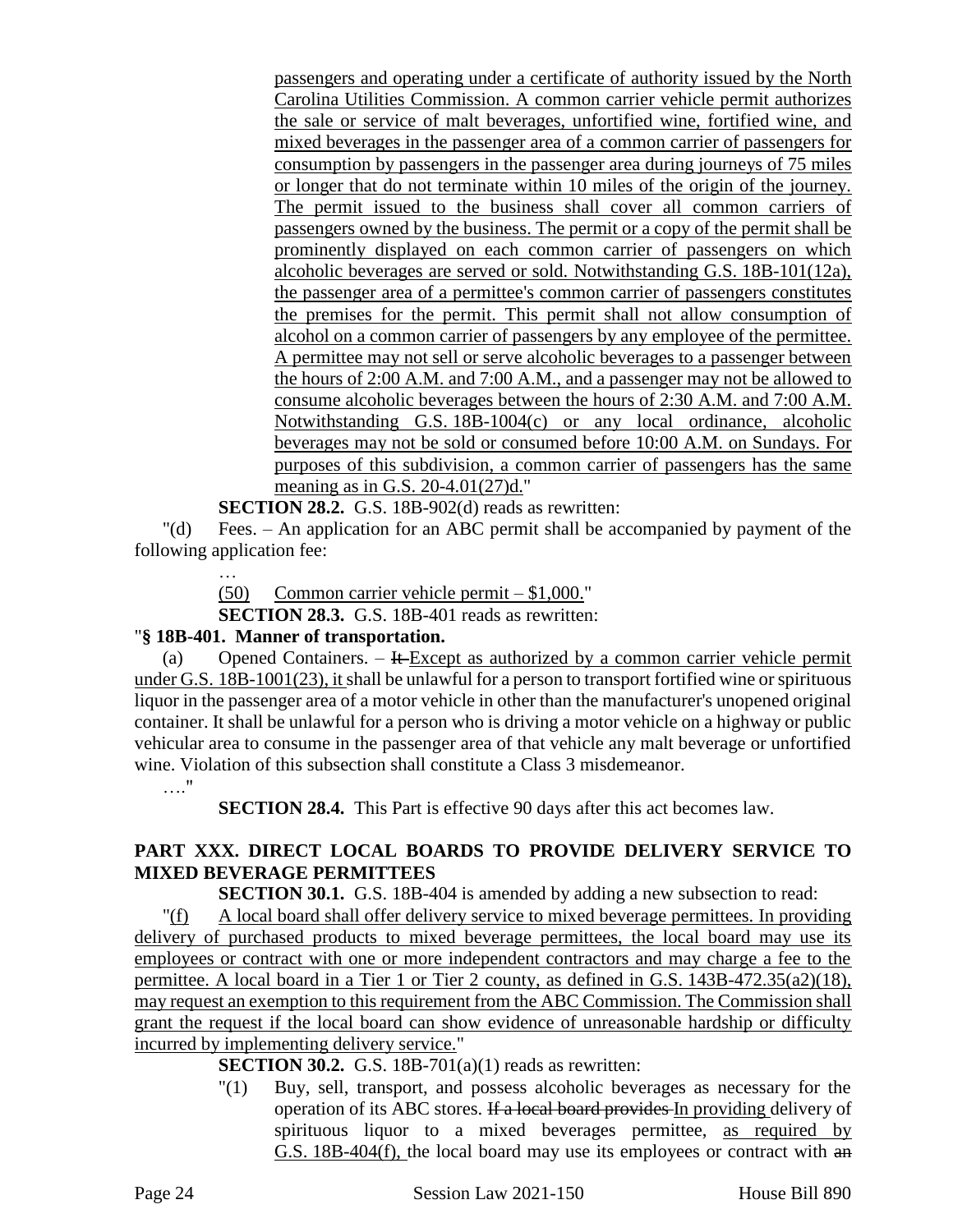passengers and operating under a certificate of authority issued by the North Carolina Utilities Commission. A common carrier vehicle permit authorizes the sale or service of malt beverages, unfortified wine, fortified wine, and mixed beverages in the passenger area of a common carrier of passengers for consumption by passengers in the passenger area during journeys of 75 miles or longer that do not terminate within 10 miles of the origin of the journey. The permit issued to the business shall cover all common carriers of passengers owned by the business. The permit or a copy of the permit shall be prominently displayed on each common carrier of passengers on which alcoholic beverages are served or sold. Notwithstanding G.S. 18B-101(12a), the passenger area of a permittee's common carrier of passengers constitutes the premises for the permit. This permit shall not allow consumption of alcohol on a common carrier of passengers by any employee of the permittee. A permittee may not sell or serve alcoholic beverages to a passenger between the hours of 2:00 A.M. and 7:00 A.M., and a passenger may not be allowed to consume alcoholic beverages between the hours of 2:30 A.M. and 7:00 A.M. Notwithstanding G.S. 18B-1004(c) or any local ordinance, alcoholic beverages may not be sold or consumed before 10:00 A.M. on Sundays. For purposes of this subdivision, a common carrier of passengers has the same meaning as in G.S. 20-4.01(27)d."

**SECTION 28.2.** G.S. 18B-902(d) reads as rewritten:

"(d) Fees. – An application for an ABC permit shall be accompanied by payment of the following application fee:

…

(50) Common carrier vehicle permit – $1,000."

**SECTION 28.3.** G.S. 18B-401 reads as rewritten:

"**§ 18B-401. Manner of transportation.**

(a) Opened Containers. – ~~It~~ Except as authorized by a common carrier vehicle permit under G.S. 18B-1001(23), it shall be unlawful for a person to transport fortified wine or spirituous liquor in the passenger area of a motor vehicle in other than the manufacturer's unopened original container. It shall be unlawful for a person who is driving a motor vehicle on a highway or public vehicular area to consume in the passenger area of that vehicle any malt beverage or unfortified wine. Violation of this subsection shall constitute a Class 3 misdemeanor.

…."

**SECTION 28.4.** This Part is effective 90 days after this act becomes law.

## PART XXX. DIRECT LOCAL BOARDS TO PROVIDE DELIVERY SERVICE TO MIXED BEVERAGE PERMITTEES

**SECTION 30.1.** G.S. 18B-404 is amended by adding a new subsection to read:

"(f) A local board shall offer delivery service to mixed beverage permittees. In providing delivery of purchased products to mixed beverage permittees, the local board may use its employees or contract with one or more independent contractors and may charge a fee to the permittee. A local board in a Tier 1 or Tier 2 county, as defined in G.S. 143B-472.35(a2)(18), may request an exemption to this requirement from the ABC Commission. The Commission shall grant the request if the local board can show evidence of unreasonable hardship or difficulty incurred by implementing delivery service."

**SECTION 30.2.** G.S. 18B-701(a)(1) reads as rewritten:

"(1) Buy, sell, transport, and possess alcoholic beverages as necessary for the operation of its ABC stores. ~~If a local board provides~~ In providing delivery of spirituous liquor to a mixed beverages permittee, as required by G.S. 18B-404(f), the local board may use its employees or contract with ~~an~~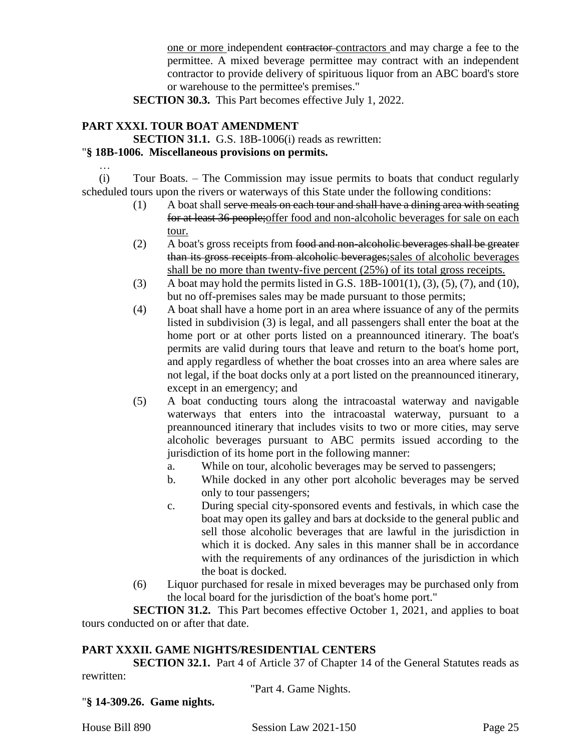one or more independent ~~contractor~~ contractors and may charge a fee to the permittee. A mixed beverage permittee may contract with an independent contractor to provide delivery of spirituous liquor from an ABC board's store or warehouse to the permittee's premises."

**SECTION 30.3.** This Part becomes effective July 1, 2022.

**PART XXXI. TOUR BOAT AMENDMENT**

**SECTION 31.1.** G.S. 18B-1006(i) reads as rewritten:

"**§ 18B-1006. Miscellaneous provisions on permits.**

…

(i) Tour Boats. – The Commission may issue permits to boats that conduct regularly scheduled tours upon the rivers or waterways of this State under the following conditions:

(1) A boat shall ~~serve meals on each tour and shall have a dining area with seating for at least 36 people;~~ offer food and non-alcoholic beverages for sale on each tour.

(2) A boat's gross receipts from ~~food and non-alcoholic beverages shall be greater than its gross receipts from alcoholic beverages;~~ sales of alcoholic beverages shall be no more than twenty-five percent (25%) of its total gross receipts.

(3) A boat may hold the permits listed in G.S. 18B-1001(1), (3), (5), (7), and (10), but no off-premises sales may be made pursuant to those permits;

(4) A boat shall have a home port in an area where issuance of any of the permits listed in subdivision (3) is legal, and all passengers shall enter the boat at the home port or at other ports listed on a preannounced itinerary. The boat's permits are valid during tours that leave and return to the boat's home port, and apply regardless of whether the boat crosses into an area where sales are not legal, if the boat docks only at a port listed on the preannounced itinerary, except in an emergency; and

(5) A boat conducting tours along the intracoastal waterway and navigable waterways that enters into the intracoastal waterway, pursuant to a preannounced itinerary that includes visits to two or more cities, may serve alcoholic beverages pursuant to ABC permits issued according to the jurisdiction of its home port in the following manner:

a. While on tour, alcoholic beverages may be served to passengers;

b. While docked in any other port alcoholic beverages may be served only to tour passengers;

c. During special city-sponsored events and festivals, in which case the boat may open its galley and bars at dockside to the general public and sell those alcoholic beverages that are lawful in the jurisdiction in which it is docked. Any sales in this manner shall be in accordance with the requirements of any ordinances of the jurisdiction in which the boat is docked.

(6) Liquor purchased for resale in mixed beverages may be purchased only from the local board for the jurisdiction of the boat's home port."

**SECTION 31.2.** This Part becomes effective October 1, 2021, and applies to boat tours conducted on or after that date.

**PART XXXII. GAME NIGHTS/RESIDENTIAL CENTERS**

**SECTION 32.1.** Part 4 of Article 37 of Chapter 14 of the General Statutes reads as rewritten:

"Part 4. Game Nights.

"**§ 14-309.26. Game nights.**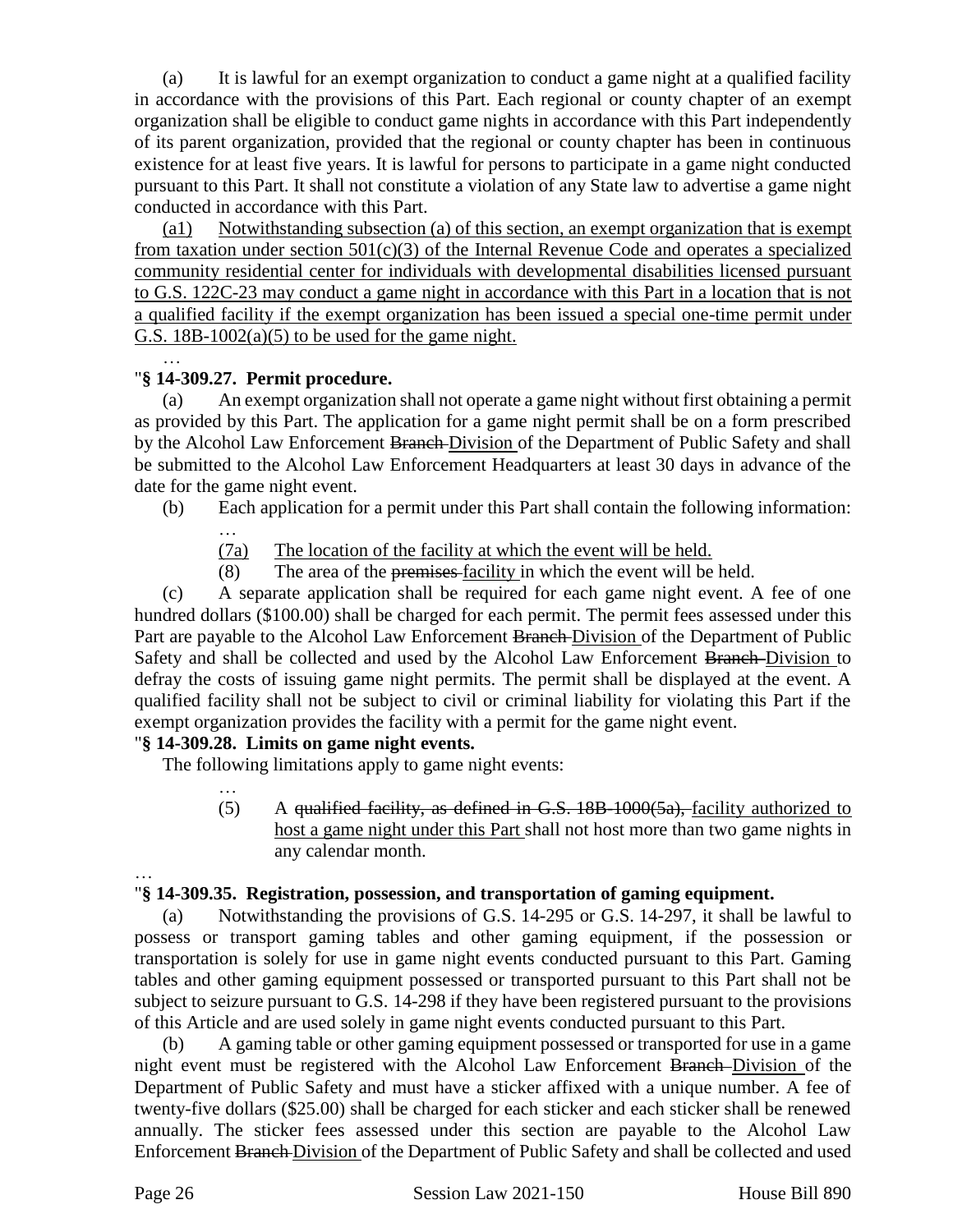(a) It is lawful for an exempt organization to conduct a game night at a qualified facility in accordance with the provisions of this Part. Each regional or county chapter of an exempt organization shall be eligible to conduct game nights in accordance with this Part independently of its parent organization, provided that the regional or county chapter has been in continuous existence for at least five years. It is lawful for persons to participate in a game night conducted pursuant to this Part. It shall not constitute a violation of any State law to advertise a game night conducted in accordance with this Part.

(a1) Notwithstanding subsection (a) of this section, an exempt organization that is exempt from taxation under section 501(c)(3) of the Internal Revenue Code and operates a specialized community residential center for individuals with developmental disabilities licensed pursuant to G.S. 122C-23 may conduct a game night in accordance with this Part in a location that is not a qualified facility if the exempt organization has been issued a special one-time permit under G.S. 18B-1002(a)(5) to be used for the game night.

…

"**§ 14-309.27. Permit procedure.**

(a) An exempt organization shall not operate a game night without first obtaining a permit as provided by this Part. The application for a game night permit shall be on a form prescribed by the Alcohol Law Enforcement ~~Branch~~ Division of the Department of Public Safety and shall be submitted to the Alcohol Law Enforcement Headquarters at least 30 days in advance of the date for the game night event.

(b) Each application for a permit under this Part shall contain the following information:

…

(7a) The location of the facility at which the event will be held.

(8) The area of the ~~premises~~ facility in which the event will be held.

(c) A separate application shall be required for each game night event. A fee of one hundred dollars ($100.00) shall be charged for each permit. The permit fees assessed under this Part are payable to the Alcohol Law Enforcement ~~Branch~~ Division of the Department of Public Safety and shall be collected and used by the Alcohol Law Enforcement ~~Branch~~ Division to defray the costs of issuing game night permits. The permit shall be displayed at the event. A qualified facility shall not be subject to civil or criminal liability for violating this Part if the exempt organization provides the facility with a permit for the game night event.

"**§ 14-309.28. Limits on game night events.**

The following limitations apply to game night events:

…

(5) A ~~qualified facility, as defined in G.S. 18B-1000(5a),~~ facility authorized to host a game night under this Part shall not host more than two game nights in any calendar month.

…

"**§ 14-309.35. Registration, possession, and transportation of gaming equipment.**

(a) Notwithstanding the provisions of G.S. 14-295 or G.S. 14-297, it shall be lawful to possess or transport gaming tables and other gaming equipment, if the possession or transportation is solely for use in game night events conducted pursuant to this Part. Gaming tables and other gaming equipment possessed or transported pursuant to this Part shall not be subject to seizure pursuant to G.S. 14-298 if they have been registered pursuant to the provisions of this Article and are used solely in game night events conducted pursuant to this Part.

(b) A gaming table or other gaming equipment possessed or transported for use in a game night event must be registered with the Alcohol Law Enforcement ~~Branch~~ Division of the Department of Public Safety and must have a sticker affixed with a unique number. A fee of twenty-five dollars ($25.00) shall be charged for each sticker and each sticker shall be renewed annually. The sticker fees assessed under this section are payable to the Alcohol Law Enforcement ~~Branch~~ Division of the Department of Public Safety and shall be collected and used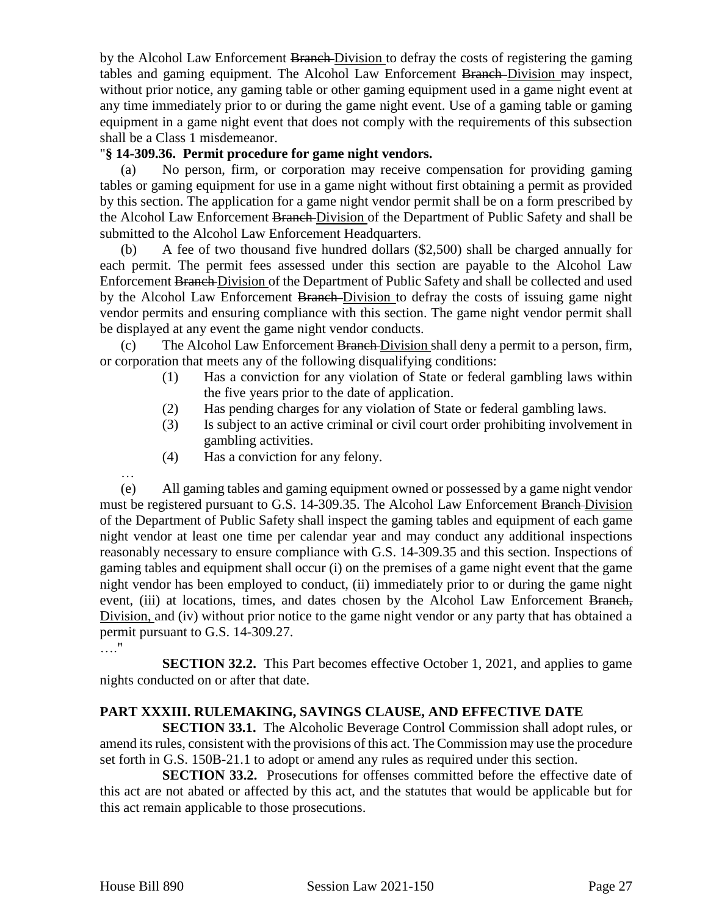by the Alcohol Law Enforcement ~~Branch~~ Division to defray the costs of registering the gaming tables and gaming equipment. The Alcohol Law Enforcement ~~Branch~~ Division may inspect, without prior notice, any gaming table or other gaming equipment used in a game night event at any time immediately prior to or during the game night event. Use of a gaming table or gaming equipment in a game night event that does not comply with the requirements of this subsection shall be a Class 1 misdemeanor.

"**§ 14-309.36. Permit procedure for game night vendors.**

(a) No person, firm, or corporation may receive compensation for providing gaming tables or gaming equipment for use in a game night without first obtaining a permit as provided by this section. The application for a game night vendor permit shall be on a form prescribed by the Alcohol Law Enforcement ~~Branch~~ Division of the Department of Public Safety and shall be submitted to the Alcohol Law Enforcement Headquarters.

(b) A fee of two thousand five hundred dollars ($2,500) shall be charged annually for each permit. The permit fees assessed under this section are payable to the Alcohol Law Enforcement ~~Branch~~ Division of the Department of Public Safety and shall be collected and used by the Alcohol Law Enforcement ~~Branch~~ Division to defray the costs of issuing game night vendor permits and ensuring compliance with this section. The game night vendor permit shall be displayed at any event the game night vendor conducts.

(c) The Alcohol Law Enforcement ~~Branch~~ Division shall deny a permit to a person, firm, or corporation that meets any of the following disqualifying conditions:

(1) Has a conviction for any violation of State or federal gambling laws within the five years prior to the date of application.
(2) Has pending charges for any violation of State or federal gambling laws.
(3) Is subject to an active criminal or civil court order prohibiting involvement in gambling activities.
(4) Has a conviction for any felony.

…

(e) All gaming tables and gaming equipment owned or possessed by a game night vendor must be registered pursuant to G.S. 14-309.35. The Alcohol Law Enforcement ~~Branch~~ Division of the Department of Public Safety shall inspect the gaming tables and equipment of each game night vendor at least one time per calendar year and may conduct any additional inspections reasonably necessary to ensure compliance with G.S. 14-309.35 and this section. Inspections of gaming tables and equipment shall occur (i) on the premises of a game night event that the game night vendor has been employed to conduct, (ii) immediately prior to or during the game night event, (iii) at locations, times, and dates chosen by the Alcohol Law Enforcement ~~Branch,~~ Division, and (iv) without prior notice to the game night vendor or any party that has obtained a permit pursuant to G.S. 14-309.27.

…."

**SECTION 32.2.** This Part becomes effective October 1, 2021, and applies to game nights conducted on or after that date.

## PART XXXIII. RULEMAKING, SAVINGS CLAUSE, AND EFFECTIVE DATE

**SECTION 33.1.** The Alcoholic Beverage Control Commission shall adopt rules, or amend its rules, consistent with the provisions of this act. The Commission may use the procedure set forth in G.S. 150B-21.1 to adopt or amend any rules as required under this section.

**SECTION 33.2.** Prosecutions for offenses committed before the effective date of this act are not abated or affected by this act, and the statutes that would be applicable but for this act remain applicable to those prosecutions.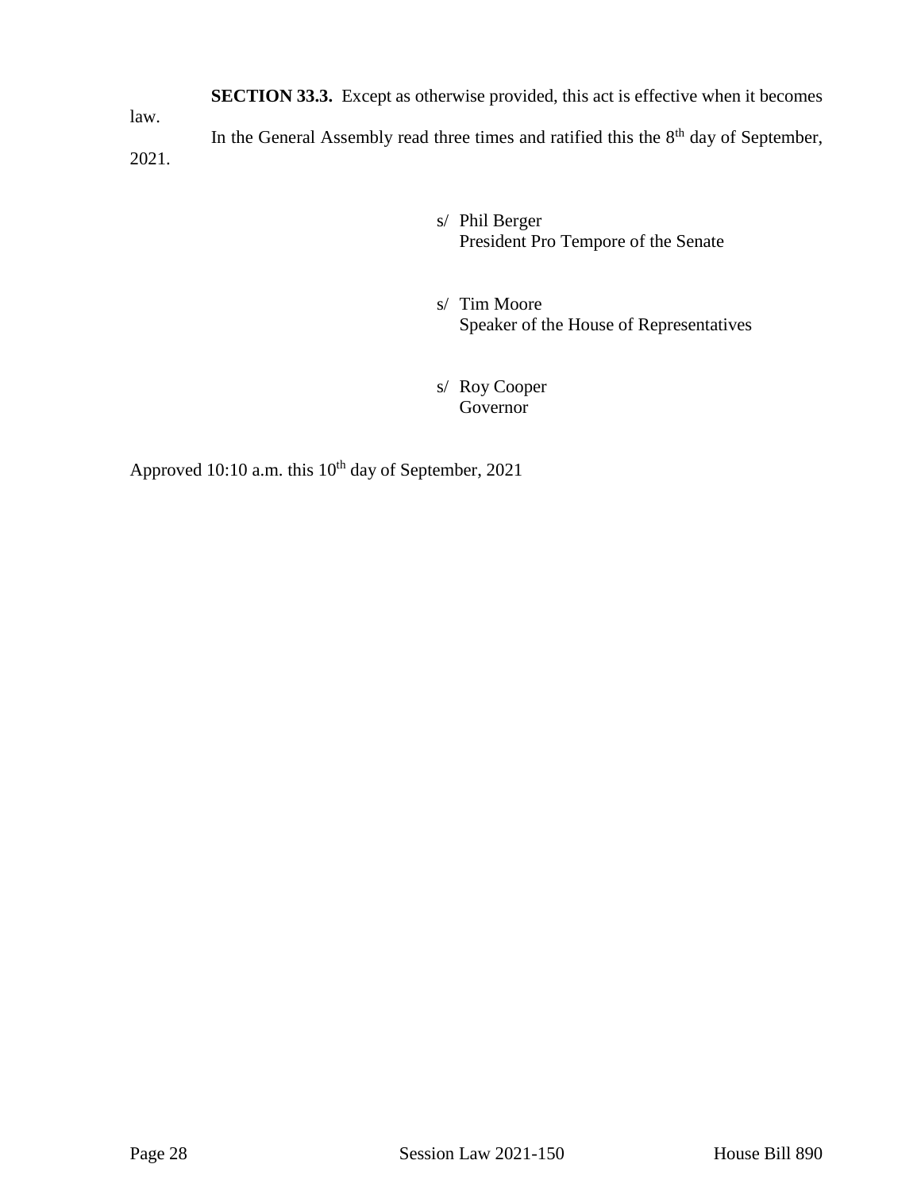**SECTION 33.3.** Except as otherwise provided, this act is effective when it becomes law.

In the General Assembly read three times and ratified this the 8th day of September, 2021.

s/ Phil Berger
President Pro Tempore of the Senate

s/ Tim Moore
Speaker of the House of Representatives

s/ Roy Cooper
Governor

Approved 10:10 a.m. this 10th day of September, 2021